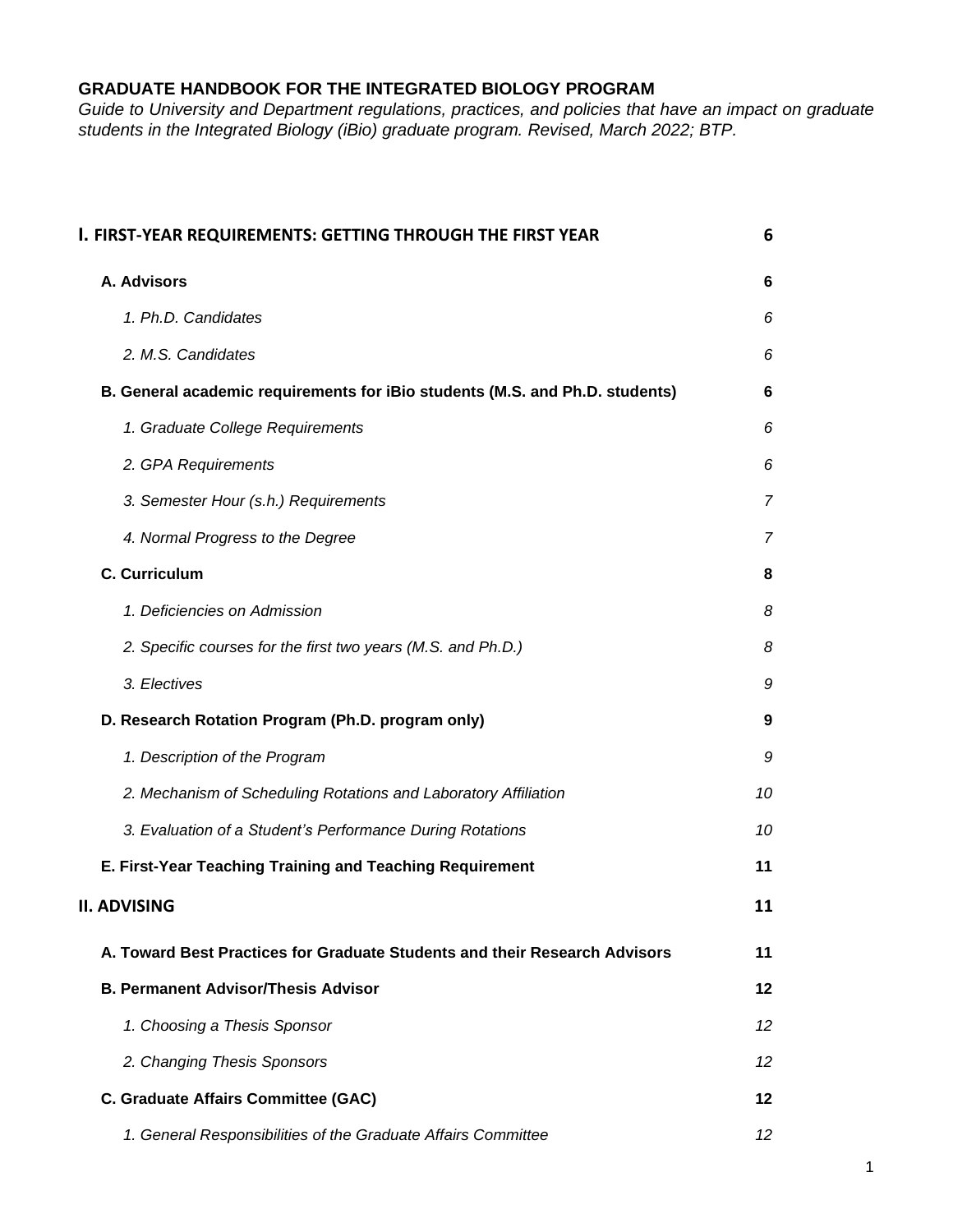**GRADUATE HANDBOOK FOR THE INTEGRATED BIOLOGY PROGRAM**

*Guide to University and Department regulations, practices, and policies that have an impact on graduate students in the Integrated Biology (iBio) graduate program. Revised, March 2022; BTP.*

| | |
|---|---|
| **I. FIRST-YEAR REQUIREMENTS: GETTING THROUGH THE FIRST YEAR** | **6** |
| **A. Advisors** | **6** |
| *1. Ph.D. Candidates* | *6* |
| *2. M.S. Candidates* | *6* |
| **B. General academic requirements for iBio students (M.S. and Ph.D. students)** | **6** |
| *1. Graduate College Requirements* | *6* |
| *2. GPA Requirements* | *6* |
| *3. Semester Hour (s.h.) Requirements* | *7* |
| *4. Normal Progress to the Degree* | *7* |
| **C. Curriculum** | **8** |
| *1. Deficiencies on Admission* | *8* |
| *2. Specific courses for the first two years (M.S. and Ph.D.)* | *8* |
| *3. Electives* | *9* |
| **D. Research Rotation Program (Ph.D. program only)** | **9** |
| *1. Description of the Program* | *9* |
| *2. Mechanism of Scheduling Rotations and Laboratory Affiliation* | *10* |
| *3. Evaluation of a Student's Performance During Rotations* | *10* |
| **E. First-Year Teaching Training and Teaching Requirement** | **11** |
| **II. ADVISING** | **11** |
| **A. Toward Best Practices for Graduate Students and their Research Advisors** | **11** |
| **B. Permanent Advisor/Thesis Advisor** | **12** |
| *1. Choosing a Thesis Sponsor* | *12* |
| *2. Changing Thesis Sponsors* | *12* |
| **C. Graduate Affairs Committee (GAC)** | **12** |
| *1. General Responsibilities of the Graduate Affairs Committee* | *12* |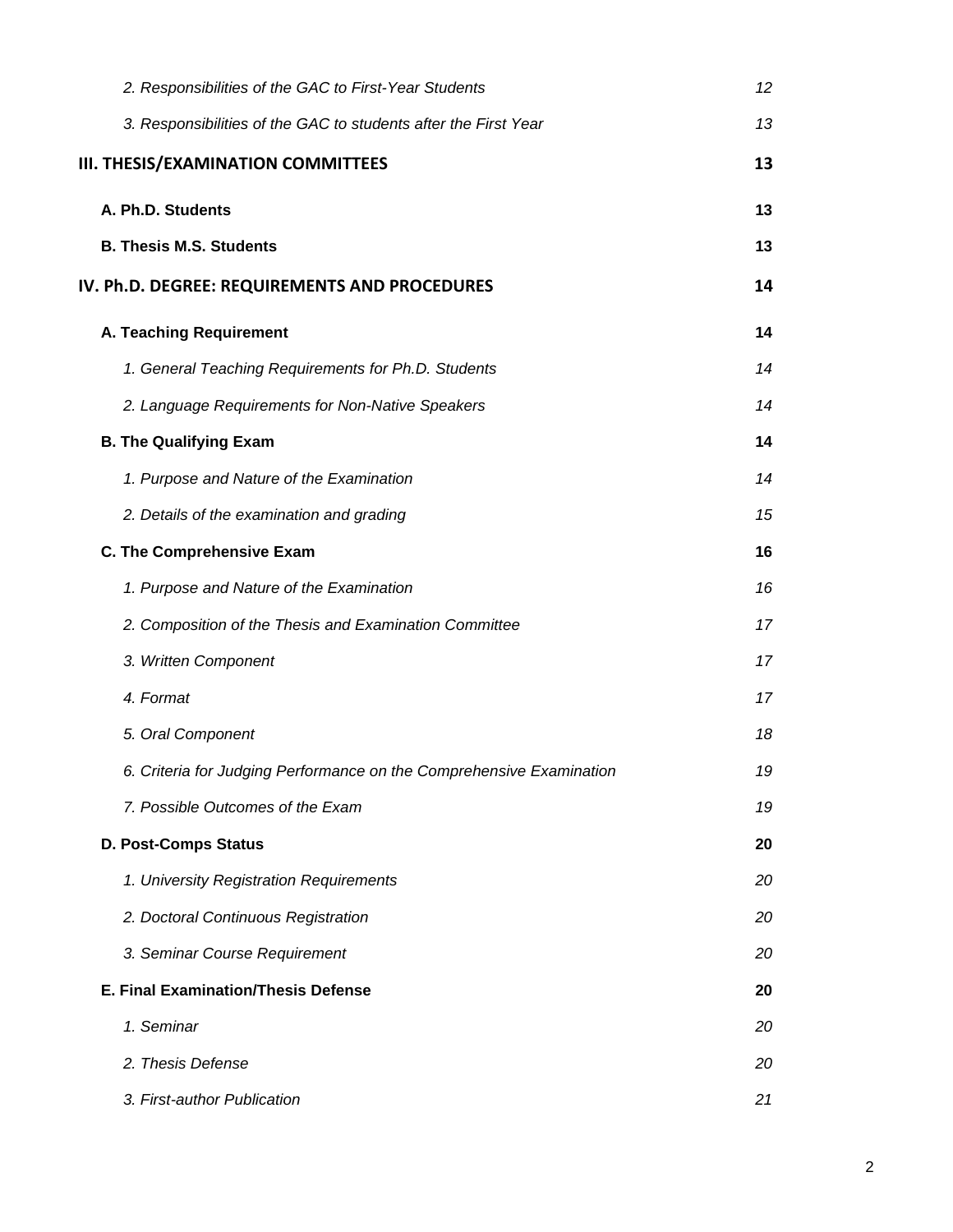*2. Responsibilities of the GAC to First-Year Students* *12*

*3. Responsibilities of the GAC to students after the First Year* *13*

**III. THESIS/EXAMINATION COMMITTEES** **13**

**A. Ph.D. Students** **13**

**B. Thesis M.S. Students** **13**

**IV. Ph.D. DEGREE: REQUIREMENTS AND PROCEDURES** **14**

**A. Teaching Requirement** **14**

*1. General Teaching Requirements for Ph.D. Students* *14*

*2. Language Requirements for Non-Native Speakers* *14*

**B. The Qualifying Exam** **14**

*1. Purpose and Nature of the Examination* *14*

*2. Details of the examination and grading* *15*

**C. The Comprehensive Exam** **16**

*1. Purpose and Nature of the Examination* *16*

*2. Composition of the Thesis and Examination Committee* *17*

*3. Written Component* *17*

*4. Format* *17*

*5. Oral Component* *18*

*6. Criteria for Judging Performance on the Comprehensive Examination* *19*

*7. Possible Outcomes of the Exam* *19*

**D. Post-Comps Status** **20**

*1. University Registration Requirements* *20*

*2. Doctoral Continuous Registration* *20*

*3. Seminar Course Requirement* *20*

**E. Final Examination/Thesis Defense** **20**

*1. Seminar* *20*

*2. Thesis Defense* *20*

*3. First-author Publication* *21*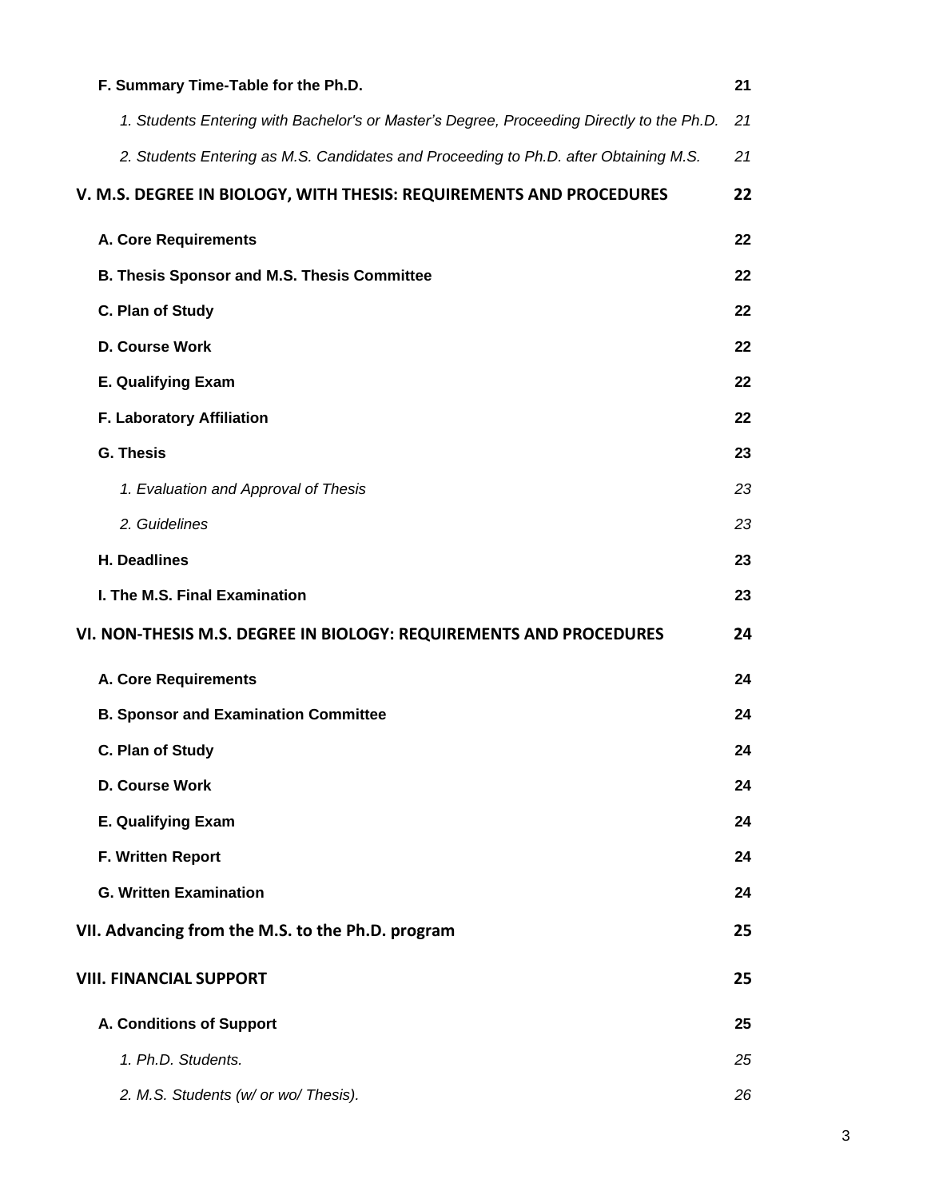**F. Summary Time-Table for the Ph.D.** **21**

*1. Students Entering with Bachelor's or Master's Degree, Proceeding Directly to the Ph.D.* *21*

*2. Students Entering as M.S. Candidates and Proceeding to Ph.D. after Obtaining M.S.* *21*

**V. M.S. DEGREE IN BIOLOGY, WITH THESIS: REQUIREMENTS AND PROCEDURES** **22**

**A. Core Requirements** **22**

**B. Thesis Sponsor and M.S. Thesis Committee** **22**

**C. Plan of Study** **22**

**D. Course Work** **22**

**E. Qualifying Exam** **22**

**F. Laboratory Affiliation** **22**

**G. Thesis** **23**

*1. Evaluation and Approval of Thesis* *23*

*2. Guidelines* *23*

**H. Deadlines** **23**

**I. The M.S. Final Examination** **23**

**VI. NON-THESIS M.S. DEGREE IN BIOLOGY: REQUIREMENTS AND PROCEDURES** **24**

**A. Core Requirements** **24**

**B. Sponsor and Examination Committee** **24**

**C. Plan of Study** **24**

**D. Course Work** **24**

**E. Qualifying Exam** **24**

**F. Written Report** **24**

**G. Written Examination** **24**

**VII. Advancing from the M.S. to the Ph.D. program** **25**

**VIII. FINANCIAL SUPPORT** **25**

**A. Conditions of Support** **25**

*1. Ph.D. Students.* *25*

*2. M.S. Students (w/ or wo/ Thesis).* *26*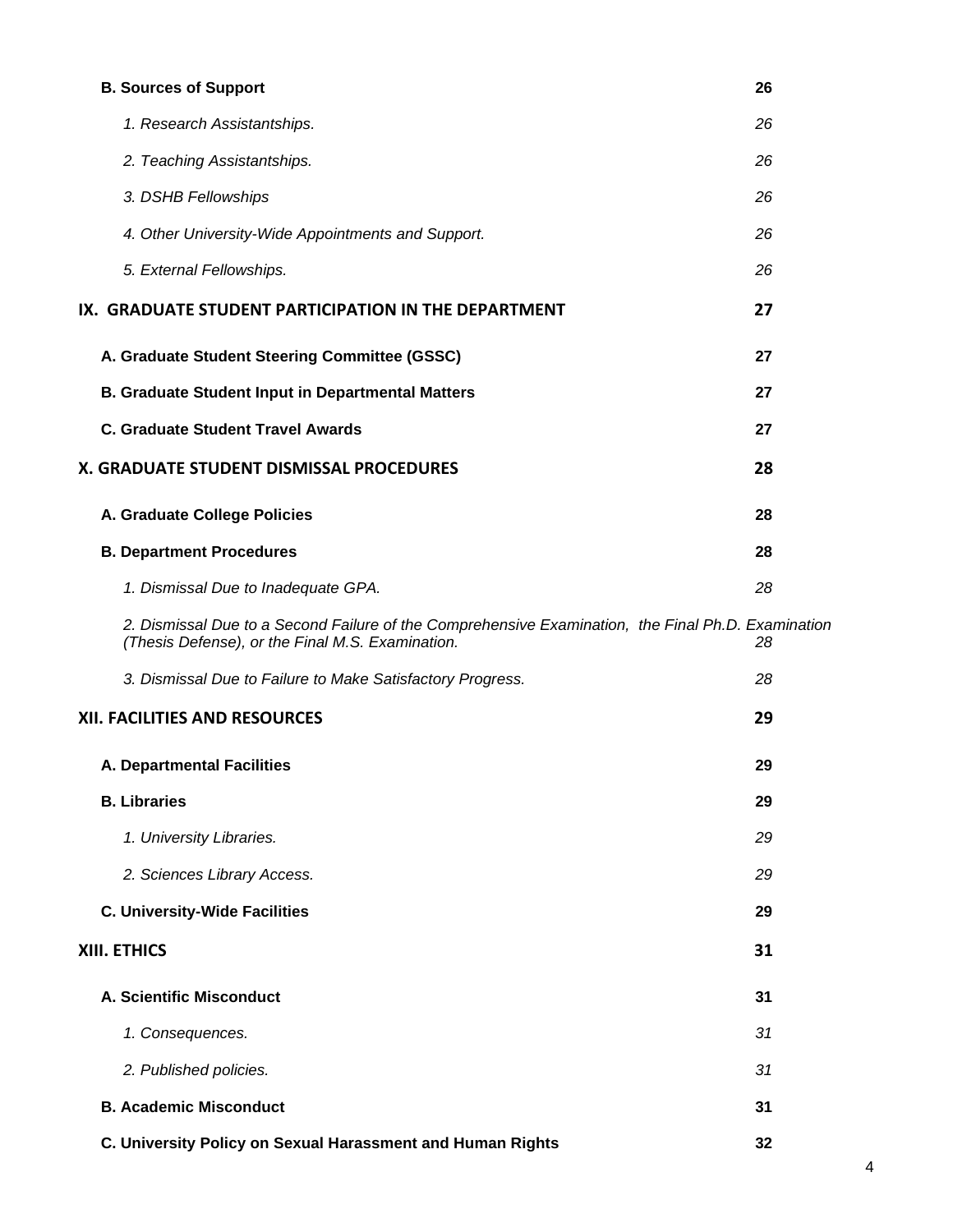**B. Sources of Support** **26**

*1. Research Assistantships.* *26*

*2. Teaching Assistantships.* *26*

*3. DSHB Fellowships* *26*

*4. Other University-Wide Appointments and Support.* *26*

*5. External Fellowships.* *26*

**IX. GRADUATE STUDENT PARTICIPATION IN THE DEPARTMENT** **27**

**A. Graduate Student Steering Committee (GSSC)** **27**

**B. Graduate Student Input in Departmental Matters** **27**

**C. Graduate Student Travel Awards** **27**

**X. GRADUATE STUDENT DISMISSAL PROCEDURES** **28**

**A. Graduate College Policies** **28**

**B. Department Procedures** **28**

*1. Dismissal Due to Inadequate GPA.* *28*

*2. Dismissal Due to a Second Failure of the Comprehensive Examination, the Final Ph.D. Examination (Thesis Defense), or the Final M.S. Examination.* *28*

*3. Dismissal Due to Failure to Make Satisfactory Progress.* *28*

**XII. FACILITIES AND RESOURCES** **29**

**A. Departmental Facilities** **29**

**B. Libraries** **29**

*1. University Libraries.* *29*

*2. Sciences Library Access.* *29*

**C. University-Wide Facilities** **29**

**XIII. ETHICS** **31**

**A. Scientific Misconduct** **31**

*1. Consequences.* *31*

*2. Published policies.* *31*

**B. Academic Misconduct** **31**

**C. University Policy on Sexual Harassment and Human Rights** **32**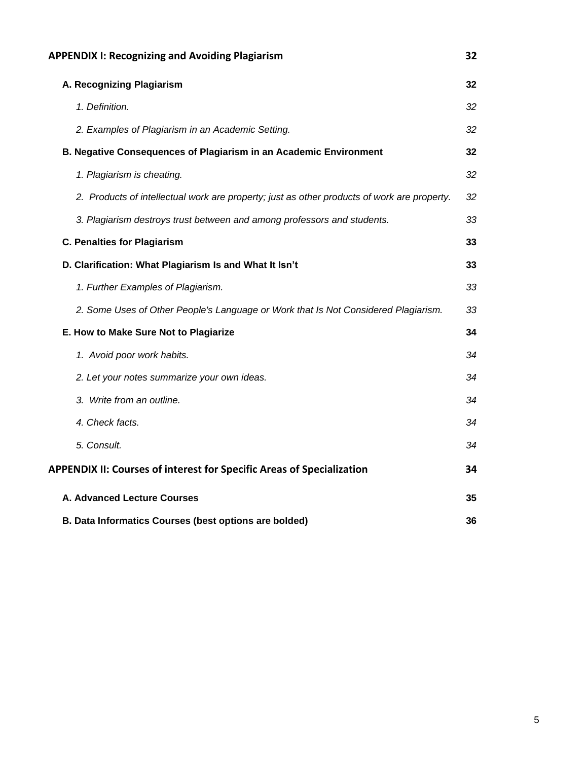| | |
|---|---|
| **APPENDIX I: Recognizing and Avoiding Plagiarism** | **32** |
| **A. Recognizing Plagiarism** | **32** |
| *1. Definition.* | *32* |
| *2. Examples of Plagiarism in an Academic Setting.* | *32* |
| **B. Negative Consequences of Plagiarism in an Academic Environment** | **32** |
| *1. Plagiarism is cheating.* | *32* |
| *2. Products of intellectual work are property; just as other products of work are property.* | *32* |
| *3. Plagiarism destroys trust between and among professors and students.* | *33* |
| **C. Penalties for Plagiarism** | **33** |
| **D. Clarification: What Plagiarism Is and What It Isn't** | **33** |
| *1. Further Examples of Plagiarism.* | *33* |
| *2. Some Uses of Other People's Language or Work that Is Not Considered Plagiarism.* | *33* |
| **E. How to Make Sure Not to Plagiarize** | **34** |
| *1. Avoid poor work habits.* | *34* |
| *2. Let your notes summarize your own ideas.* | *34* |
| *3. Write from an outline.* | *34* |
| *4. Check facts.* | *34* |
| *5. Consult.* | *34* |
| **APPENDIX II: Courses of interest for Specific Areas of Specialization** | **34** |
| **A. Advanced Lecture Courses** | **35** |
| **B. Data Informatics Courses (best options are bolded)** | **36** |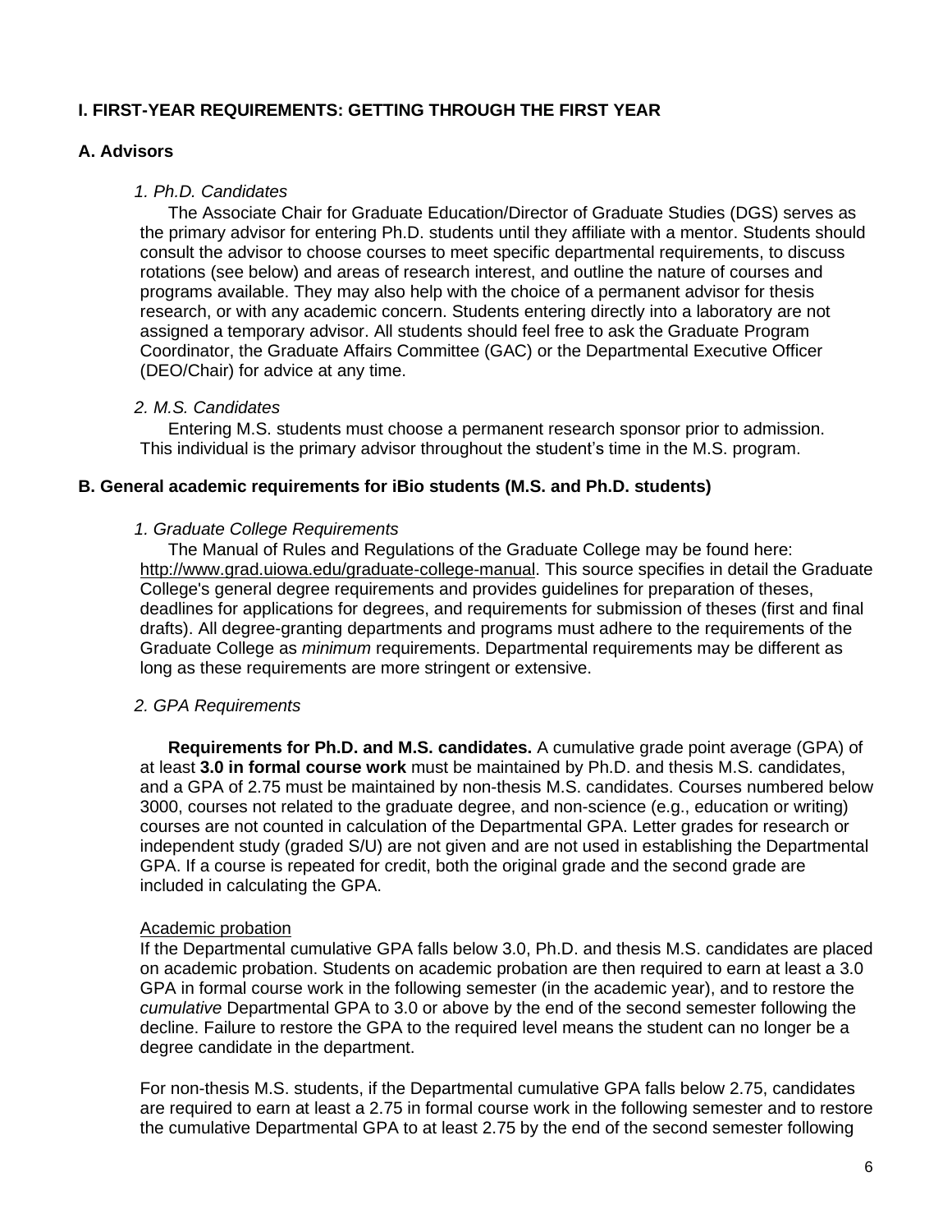# I. FIRST-YEAR REQUIREMENTS: GETTING THROUGH THE FIRST YEAR

## A. Advisors

### *1. Ph.D. Candidates*

The Associate Chair for Graduate Education/Director of Graduate Studies (DGS) serves as the primary advisor for entering Ph.D. students until they affiliate with a mentor. Students should consult the advisor to choose courses to meet specific departmental requirements, to discuss rotations (see below) and areas of research interest, and outline the nature of courses and programs available. They may also help with the choice of a permanent advisor for thesis research, or with any academic concern. Students entering directly into a laboratory are not assigned a temporary advisor. All students should feel free to ask the Graduate Program Coordinator, the Graduate Affairs Committee (GAC) or the Departmental Executive Officer (DEO/Chair) for advice at any time.

### *2. M.S. Candidates*

Entering M.S. students must choose a permanent research sponsor prior to admission. This individual is the primary advisor throughout the student's time in the M.S. program.

## B. General academic requirements for iBio students (M.S. and Ph.D. students)

### *1. Graduate College Requirements*

The Manual of Rules and Regulations of the Graduate College may be found here: http://www.grad.uiowa.edu/graduate-college-manual. This source specifies in detail the Graduate College's general degree requirements and provides guidelines for preparation of theses, deadlines for applications for degrees, and requirements for submission of theses (first and final drafts). All degree-granting departments and programs must adhere to the requirements of the Graduate College as *minimum* requirements. Departmental requirements may be different as long as these requirements are more stringent or extensive.

### *2. GPA Requirements*

**Requirements for Ph.D. and M.S. candidates.** A cumulative grade point average (GPA) of at least **3.0 in formal course work** must be maintained by Ph.D. and thesis M.S. candidates, and a GPA of 2.75 must be maintained by non-thesis M.S. candidates. Courses numbered below 3000, courses not related to the graduate degree, and non-science (e.g., education or writing) courses are not counted in calculation of the Departmental GPA. Letter grades for research or independent study (graded S/U) are not given and are not used in establishing the Departmental GPA. If a course is repeated for credit, both the original grade and the second grade are included in calculating the GPA.

<u>Academic probation</u>

If the Departmental cumulative GPA falls below 3.0, Ph.D. and thesis M.S. candidates are placed on academic probation. Students on academic probation are then required to earn at least a 3.0 GPA in formal course work in the following semester (in the academic year), and to restore the *cumulative* Departmental GPA to 3.0 or above by the end of the second semester following the decline. Failure to restore the GPA to the required level means the student can no longer be a degree candidate in the department.

For non-thesis M.S. students, if the Departmental cumulative GPA falls below 2.75, candidates are required to earn at least a 2.75 in formal course work in the following semester and to restore the cumulative Departmental GPA to at least 2.75 by the end of the second semester following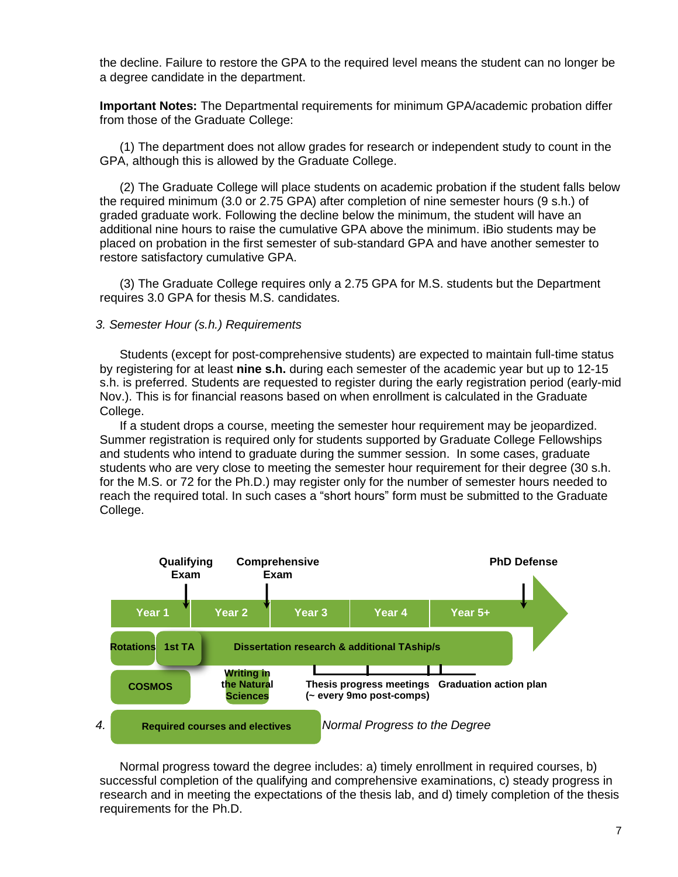the decline. Failure to restore the GPA to the required level means the student can no longer be a degree candidate in the department.

**Important Notes:** The Departmental requirements for minimum GPA/academic probation differ from those of the Graduate College:

(1) The department does not allow grades for research or independent study to count in the GPA, although this is allowed by the Graduate College.

(2) The Graduate College will place students on academic probation if the student falls below the required minimum (3.0 or 2.75 GPA) after completion of nine semester hours (9 s.h.) of graded graduate work. Following the decline below the minimum, the student will have an additional nine hours to raise the cumulative GPA above the minimum. iBio students may be placed on probation in the first semester of sub-standard GPA and have another semester to restore satisfactory cumulative GPA.

(3) The Graduate College requires only a 2.75 GPA for M.S. students but the Department requires 3.0 GPA for thesis M.S. candidates.

*3. Semester Hour (s.h.) Requirements*

Students (except for post-comprehensive students) are expected to maintain full-time status by registering for at least **nine s.h.** during each semester of the academic year but up to 12-15 s.h. is preferred. Students are requested to register during the early registration period (early-mid Nov.). This is for financial reasons based on when enrollment is calculated in the Graduate College.

If a student drops a course, meeting the semester hour requirement may be jeopardized. Summer registration is required only for students supported by Graduate College Fellowships and students who intend to graduate during the summer session. In some cases, graduate students who are very close to meeting the semester hour requirement for their degree (30 s.h. for the M.S. or 72 for the Ph.D.) may register only for the number of semester hours needed to reach the required total. In such cases a "short hours" form must be submitted to the Graduate College.

**Qualifying Exam** | **Comprehensive Exam** | **PhD Defense**

**Year 1** | **Year 2** | **Year 3** | **Year 4** | **Year 5+**

**Rotations** | **1st TA** | **Dissertation research & additional TAship/s**

**COSMOS** | **Writing in the Natural Sciences** | **Thesis progress meetings (~ every 9mo post-comps)** | **Graduation action plan**

**Required courses and electives**

*4. Normal Progress to the Degree*

Normal progress toward the degree includes: a) timely enrollment in required courses, b) successful completion of the qualifying and comprehensive examinations, c) steady progress in research and in meeting the expectations of the thesis lab, and d) timely completion of the thesis requirements for the Ph.D.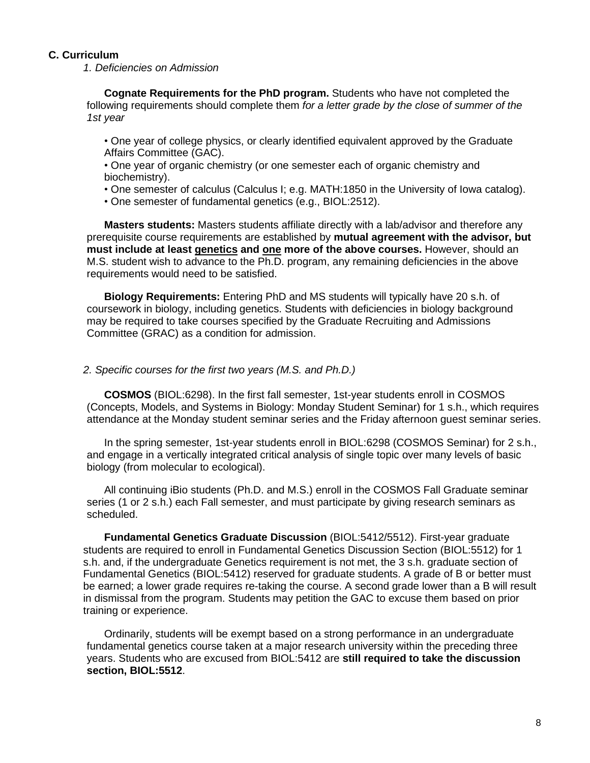### C. Curriculum

*1. Deficiencies on Admission*

**Cognate Requirements for the PhD program.** Students who have not completed the following requirements should complete them *for a letter grade by the close of summer of the 1st year*

- One year of college physics, or clearly identified equivalent approved by the Graduate Affairs Committee (GAC).
- One year of organic chemistry (or one semester each of organic chemistry and biochemistry).
- One semester of calculus (Calculus I; e.g. MATH:1850 in the University of Iowa catalog).
- One semester of fundamental genetics (e.g., BIOL:2512).

**Masters students:** Masters students affiliate directly with a lab/advisor and therefore any prerequisite course requirements are established by **mutual agreement with the advisor, but must include at least <u>genetics</u> and <u>one</u> more of the above courses.** However, should an M.S. student wish to advance to the Ph.D. program, any remaining deficiencies in the above requirements would need to be satisfied.

**Biology Requirements:** Entering PhD and MS students will typically have 20 s.h. of coursework in biology, including genetics. Students with deficiencies in biology background may be required to take courses specified by the Graduate Recruiting and Admissions Committee (GRAC) as a condition for admission.

*2. Specific courses for the first two years (M.S. and Ph.D.)*

**COSMOS** (BIOL:6298). In the first fall semester, 1st-year students enroll in COSMOS (Concepts, Models, and Systems in Biology: Monday Student Seminar) for 1 s.h., which requires attendance at the Monday student seminar series and the Friday afternoon guest seminar series.

In the spring semester, 1st-year students enroll in BIOL:6298 (COSMOS Seminar) for 2 s.h., and engage in a vertically integrated critical analysis of single topic over many levels of basic biology (from molecular to ecological).

All continuing iBio students (Ph.D. and M.S.) enroll in the COSMOS Fall Graduate seminar series (1 or 2 s.h.) each Fall semester, and must participate by giving research seminars as scheduled.

**Fundamental Genetics Graduate Discussion** (BIOL:5412/5512). First-year graduate students are required to enroll in Fundamental Genetics Discussion Section (BIOL:5512) for 1 s.h. and, if the undergraduate Genetics requirement is not met, the 3 s.h. graduate section of Fundamental Genetics (BIOL:5412) reserved for graduate students. A grade of B or better must be earned; a lower grade requires re-taking the course. A second grade lower than a B will result in dismissal from the program. Students may petition the GAC to excuse them based on prior training or experience.

Ordinarily, students will be exempt based on a strong performance in an undergraduate fundamental genetics course taken at a major research university within the preceding three years. Students who are excused from BIOL:5412 are **still required to take the discussion section, BIOL:5512**.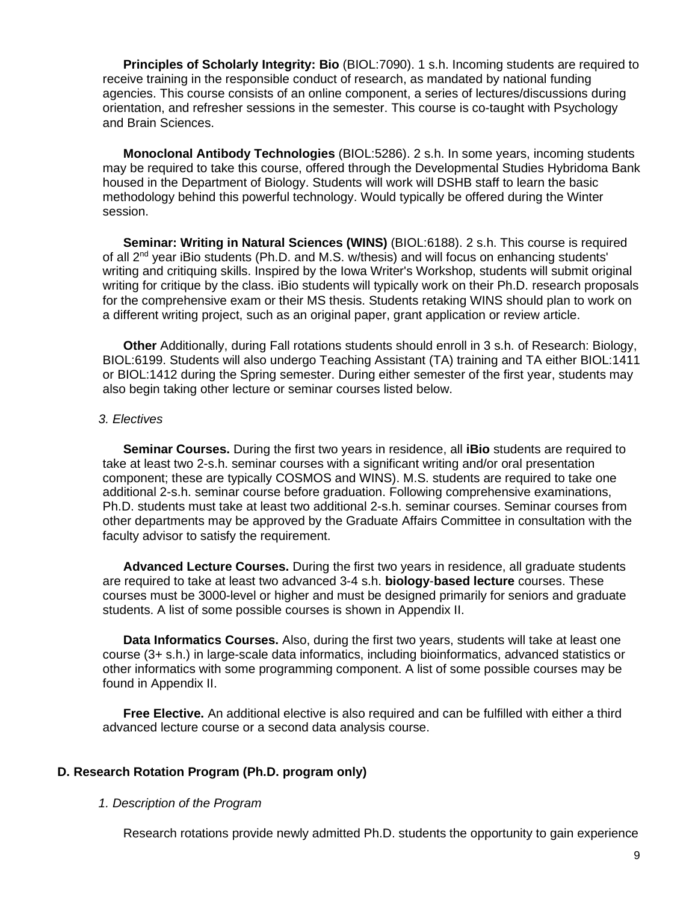**Principles of Scholarly Integrity: Bio** (BIOL:7090). 1 s.h. Incoming students are required to receive training in the responsible conduct of research, as mandated by national funding agencies. This course consists of an online component, a series of lectures/discussions during orientation, and refresher sessions in the semester. This course is co-taught with Psychology and Brain Sciences.

**Monoclonal Antibody Technologies** (BIOL:5286). 2 s.h. In some years, incoming students may be required to take this course, offered through the Developmental Studies Hybridoma Bank housed in the Department of Biology. Students will work will DSHB staff to learn the basic methodology behind this powerful technology. Would typically be offered during the Winter session.

**Seminar: Writing in Natural Sciences (WINS)** (BIOL:6188). 2 s.h. This course is required of all 2nd year iBio students (Ph.D. and M.S. w/thesis) and will focus on enhancing students' writing and critiquing skills. Inspired by the Iowa Writer's Workshop, students will submit original writing for critique by the class. iBio students will typically work on their Ph.D. research proposals for the comprehensive exam or their MS thesis. Students retaking WINS should plan to work on a different writing project, such as an original paper, grant application or review article.

**Other** Additionally, during Fall rotations students should enroll in 3 s.h. of Research: Biology, BIOL:6199. Students will also undergo Teaching Assistant (TA) training and TA either BIOL:1411 or BIOL:1412 during the Spring semester. During either semester of the first year, students may also begin taking other lecture or seminar courses listed below.

*3. Electives*

**Seminar Courses.** During the first two years in residence, all **iBio** students are required to take at least two 2-s.h. seminar courses with a significant writing and/or oral presentation component; these are typically COSMOS and WINS). M.S. students are required to take one additional 2-s.h. seminar course before graduation. Following comprehensive examinations, Ph.D. students must take at least two additional 2-s.h. seminar courses. Seminar courses from other departments may be approved by the Graduate Affairs Committee in consultation with the faculty advisor to satisfy the requirement.

**Advanced Lecture Courses.** During the first two years in residence, all graduate students are required to take at least two advanced 3-4 s.h. **biology-based lecture** courses. These courses must be 3000-level or higher and must be designed primarily for seniors and graduate students. A list of some possible courses is shown in Appendix II.

**Data Informatics Courses.** Also, during the first two years, students will take at least one course (3+ s.h.) in large-scale data informatics, including bioinformatics, advanced statistics or other informatics with some programming component. A list of some possible courses may be found in Appendix II.

**Free Elective.** An additional elective is also required and can be fulfilled with either a third advanced lecture course or a second data analysis course.

## D. Research Rotation Program (Ph.D. program only)

*1. Description of the Program*

Research rotations provide newly admitted Ph.D. students the opportunity to gain experience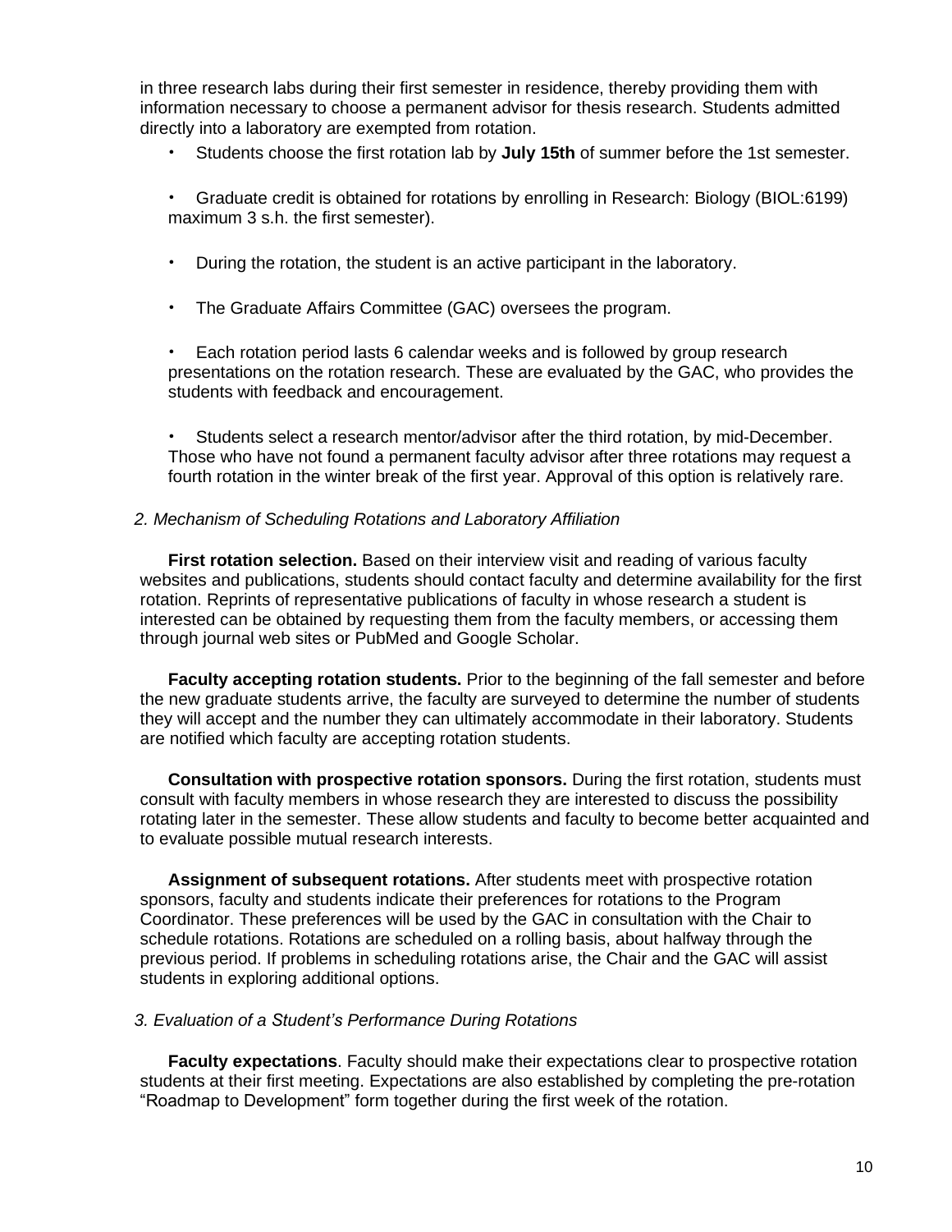in three research labs during their first semester in residence, thereby providing them with information necessary to choose a permanent advisor for thesis research. Students admitted directly into a laboratory are exempted from rotation.

- Students choose the first rotation lab by **July 15th** of summer before the 1st semester.
- Graduate credit is obtained for rotations by enrolling in Research: Biology (BIOL:6199) maximum 3 s.h. the first semester).
- During the rotation, the student is an active participant in the laboratory.
- The Graduate Affairs Committee (GAC) oversees the program.
- Each rotation period lasts 6 calendar weeks and is followed by group research presentations on the rotation research. These are evaluated by the GAC, who provides the students with feedback and encouragement.
- Students select a research mentor/advisor after the third rotation, by mid-December. Those who have not found a permanent faculty advisor after three rotations may request a fourth rotation in the winter break of the first year. Approval of this option is relatively rare.

*2. Mechanism of Scheduling Rotations and Laboratory Affiliation*

**First rotation selection.** Based on their interview visit and reading of various faculty websites and publications, students should contact faculty and determine availability for the first rotation. Reprints of representative publications of faculty in whose research a student is interested can be obtained by requesting them from the faculty members, or accessing them through journal web sites or PubMed and Google Scholar.

**Faculty accepting rotation students.** Prior to the beginning of the fall semester and before the new graduate students arrive, the faculty are surveyed to determine the number of students they will accept and the number they can ultimately accommodate in their laboratory. Students are notified which faculty are accepting rotation students.

**Consultation with prospective rotation sponsors.** During the first rotation, students must consult with faculty members in whose research they are interested to discuss the possibility rotating later in the semester. These allow students and faculty to become better acquainted and to evaluate possible mutual research interests.

**Assignment of subsequent rotations.** After students meet with prospective rotation sponsors, faculty and students indicate their preferences for rotations to the Program Coordinator. These preferences will be used by the GAC in consultation with the Chair to schedule rotations. Rotations are scheduled on a rolling basis, about halfway through the previous period. If problems in scheduling rotations arise, the Chair and the GAC will assist students in exploring additional options.

*3. Evaluation of a Student's Performance During Rotations*

**Faculty expectations**. Faculty should make their expectations clear to prospective rotation students at their first meeting. Expectations are also established by completing the pre-rotation "Roadmap to Development" form together during the first week of the rotation.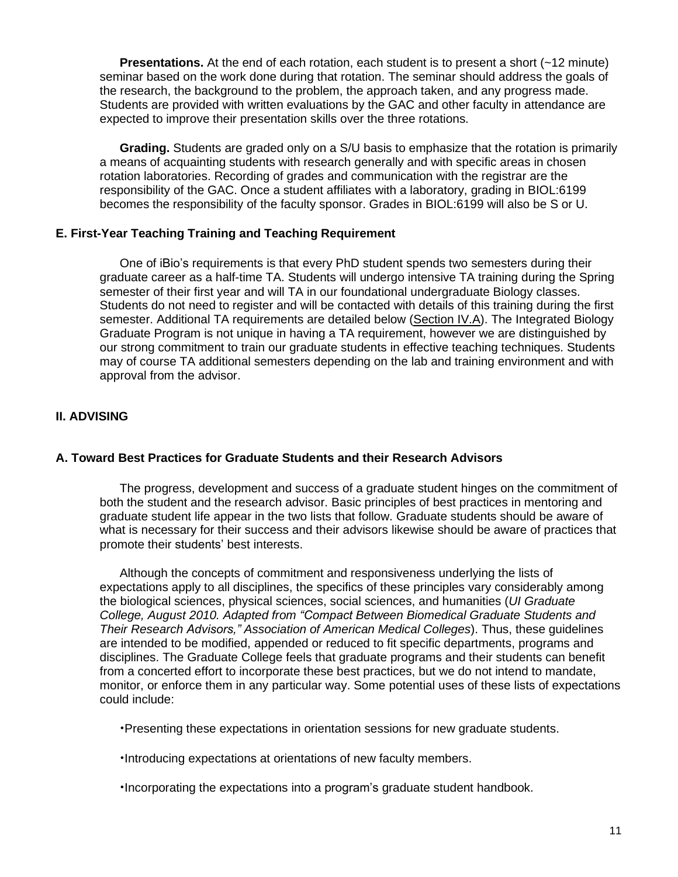**Presentations.** At the end of each rotation, each student is to present a short (~12 minute) seminar based on the work done during that rotation. The seminar should address the goals of the research, the background to the problem, the approach taken, and any progress made. Students are provided with written evaluations by the GAC and other faculty in attendance are expected to improve their presentation skills over the three rotations.

**Grading.** Students are graded only on a S/U basis to emphasize that the rotation is primarily a means of acquainting students with research generally and with specific areas in chosen rotation laboratories. Recording of grades and communication with the registrar are the responsibility of the GAC. Once a student affiliates with a laboratory, grading in BIOL:6199 becomes the responsibility of the faculty sponsor. Grades in BIOL:6199 will also be S or U.

### E. First-Year Teaching Training and Teaching Requirement

One of iBio's requirements is that every PhD student spends two semesters during their graduate career as a half-time TA. Students will undergo intensive TA training during the Spring semester of their first year and will TA in our foundational undergraduate Biology classes. Students do not need to register and will be contacted with details of this training during the first semester. Additional TA requirements are detailed below (Section IV.A). The Integrated Biology Graduate Program is not unique in having a TA requirement, however we are distinguished by our strong commitment to train our graduate students in effective teaching techniques. Students may of course TA additional semesters depending on the lab and training environment and with approval from the advisor.

## II. ADVISING

### A. Toward Best Practices for Graduate Students and their Research Advisors

The progress, development and success of a graduate student hinges on the commitment of both the student and the research advisor. Basic principles of best practices in mentoring and graduate student life appear in the two lists that follow. Graduate students should be aware of what is necessary for their success and their advisors likewise should be aware of practices that promote their students' best interests.

Although the concepts of commitment and responsiveness underlying the lists of expectations apply to all disciplines, the specifics of these principles vary considerably among the biological sciences, physical sciences, social sciences, and humanities (*UI Graduate College, August 2010. Adapted from "Compact Between Biomedical Graduate Students and Their Research Advisors," Association of American Medical Colleges*). Thus, these guidelines are intended to be modified, appended or reduced to fit specific departments, programs and disciplines. The Graduate College feels that graduate programs and their students can benefit from a concerted effort to incorporate these best practices, but we do not intend to mandate, monitor, or enforce them in any particular way. Some potential uses of these lists of expectations could include:

- Presenting these expectations in orientation sessions for new graduate students.
- Introducing expectations at orientations of new faculty members.
- Incorporating the expectations into a program's graduate student handbook.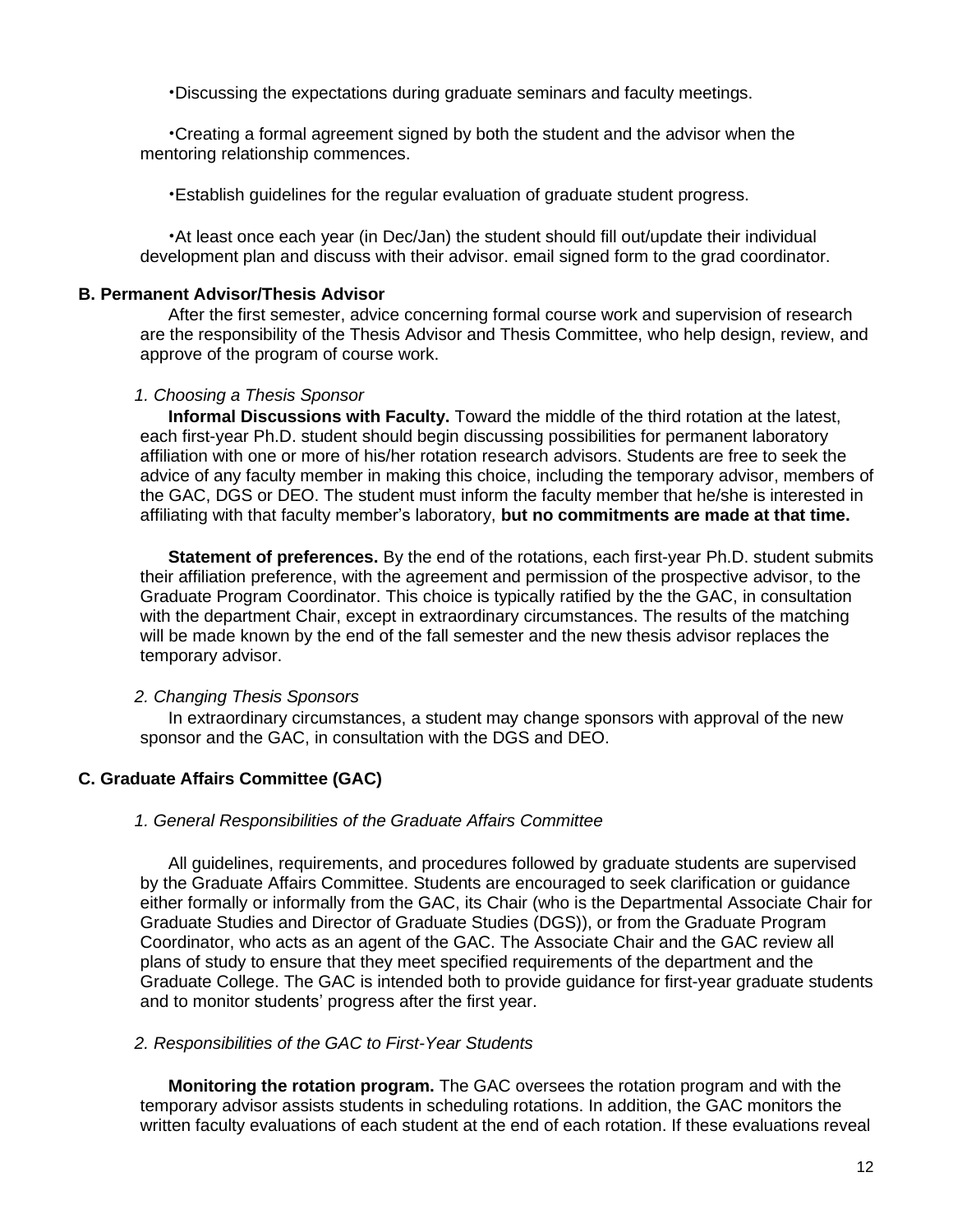- Discussing the expectations during graduate seminars and faculty meetings.

- Creating a formal agreement signed by both the student and the advisor when the mentoring relationship commences.

- Establish guidelines for the regular evaluation of graduate student progress.

- At least once each year (in Dec/Jan) the student should fill out/update their individual development plan and discuss with their advisor. email signed form to the grad coordinator.

### B. Permanent Advisor/Thesis Advisor

After the first semester, advice concerning formal course work and supervision of research are the responsibility of the Thesis Advisor and Thesis Committee, who help design, review, and approve of the program of course work.

*1. Choosing a Thesis Sponsor*

**Informal Discussions with Faculty.** Toward the middle of the third rotation at the latest, each first-year Ph.D. student should begin discussing possibilities for permanent laboratory affiliation with one or more of his/her rotation research advisors. Students are free to seek the advice of any faculty member in making this choice, including the temporary advisor, members of the GAC, DGS or DEO. The student must inform the faculty member that he/she is interested in affiliating with that faculty member's laboratory, **but no commitments are made at that time.**

**Statement of preferences.** By the end of the rotations, each first-year Ph.D. student submits their affiliation preference, with the agreement and permission of the prospective advisor, to the Graduate Program Coordinator. This choice is typically ratified by the the GAC, in consultation with the department Chair, except in extraordinary circumstances. The results of the matching will be made known by the end of the fall semester and the new thesis advisor replaces the temporary advisor.

*2. Changing Thesis Sponsors*

In extraordinary circumstances, a student may change sponsors with approval of the new sponsor and the GAC, in consultation with the DGS and DEO.

### C. Graduate Affairs Committee (GAC)

*1. General Responsibilities of the Graduate Affairs Committee*

All guidelines, requirements, and procedures followed by graduate students are supervised by the Graduate Affairs Committee. Students are encouraged to seek clarification or guidance either formally or informally from the GAC, its Chair (who is the Departmental Associate Chair for Graduate Studies and Director of Graduate Studies (DGS)), or from the Graduate Program Coordinator, who acts as an agent of the GAC. The Associate Chair and the GAC review all plans of study to ensure that they meet specified requirements of the department and the Graduate College. The GAC is intended both to provide guidance for first-year graduate students and to monitor students' progress after the first year.

*2. Responsibilities of the GAC to First-Year Students*

**Monitoring the rotation program.** The GAC oversees the rotation program and with the temporary advisor assists students in scheduling rotations. In addition, the GAC monitors the written faculty evaluations of each student at the end of each rotation. If these evaluations reveal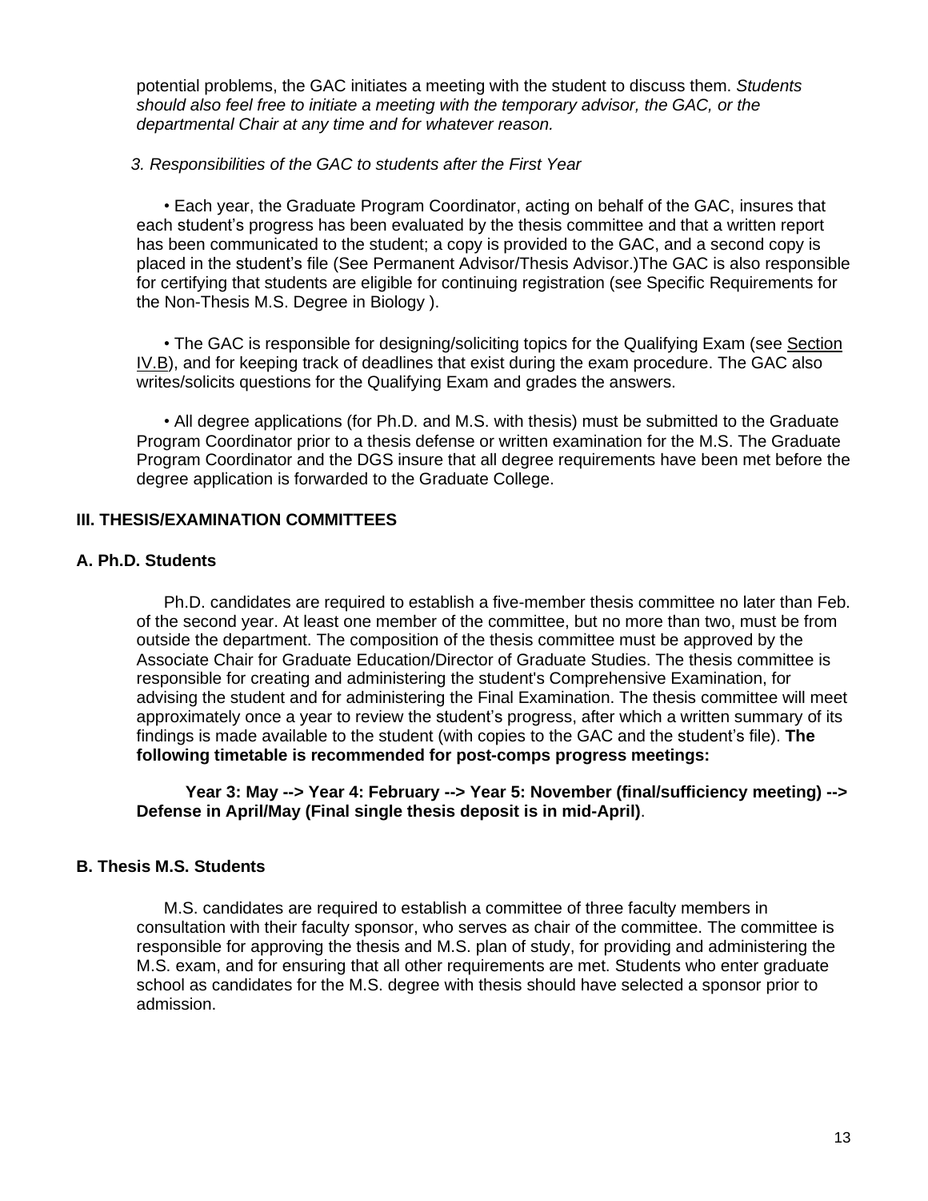potential problems, the GAC initiates a meeting with the student to discuss them. *Students should also feel free to initiate a meeting with the temporary advisor, the GAC, or the departmental Chair at any time and for whatever reason.*

*3. Responsibilities of the GAC to students after the First Year*

• Each year, the Graduate Program Coordinator, acting on behalf of the GAC, insures that each student's progress has been evaluated by the thesis committee and that a written report has been communicated to the student; a copy is provided to the GAC, and a second copy is placed in the student's file (See Permanent Advisor/Thesis Advisor.)The GAC is also responsible for certifying that students are eligible for continuing registration (see Specific Requirements for the Non-Thesis M.S. Degree in Biology ).

• The GAC is responsible for designing/soliciting topics for the Qualifying Exam (see Section IV.B), and for keeping track of deadlines that exist during the exam procedure. The GAC also writes/solicits questions for the Qualifying Exam and grades the answers.

• All degree applications (for Ph.D. and M.S. with thesis) must be submitted to the Graduate Program Coordinator prior to a thesis defense or written examination for the M.S. The Graduate Program Coordinator and the DGS insure that all degree requirements have been met before the degree application is forwarded to the Graduate College.

## III. THESIS/EXAMINATION COMMITTEES

### A. Ph.D. Students

Ph.D. candidates are required to establish a five-member thesis committee no later than Feb. of the second year. At least one member of the committee, but no more than two, must be from outside the department. The composition of the thesis committee must be approved by the Associate Chair for Graduate Education/Director of Graduate Studies. The thesis committee is responsible for creating and administering the student's Comprehensive Examination, for advising the student and for administering the Final Examination. The thesis committee will meet approximately once a year to review the student's progress, after which a written summary of its findings is made available to the student (with copies to the GAC and the student's file). **The following timetable is recommended for post-comps progress meetings:**

**Year 3: May --> Year 4: February --> Year 5: November (final/sufficiency meeting) --> Defense in April/May (Final single thesis deposit is in mid-April)**.

### B. Thesis M.S. Students

M.S. candidates are required to establish a committee of three faculty members in consultation with their faculty sponsor, who serves as chair of the committee. The committee is responsible for approving the thesis and M.S. plan of study, for providing and administering the M.S. exam, and for ensuring that all other requirements are met. Students who enter graduate school as candidates for the M.S. degree with thesis should have selected a sponsor prior to admission.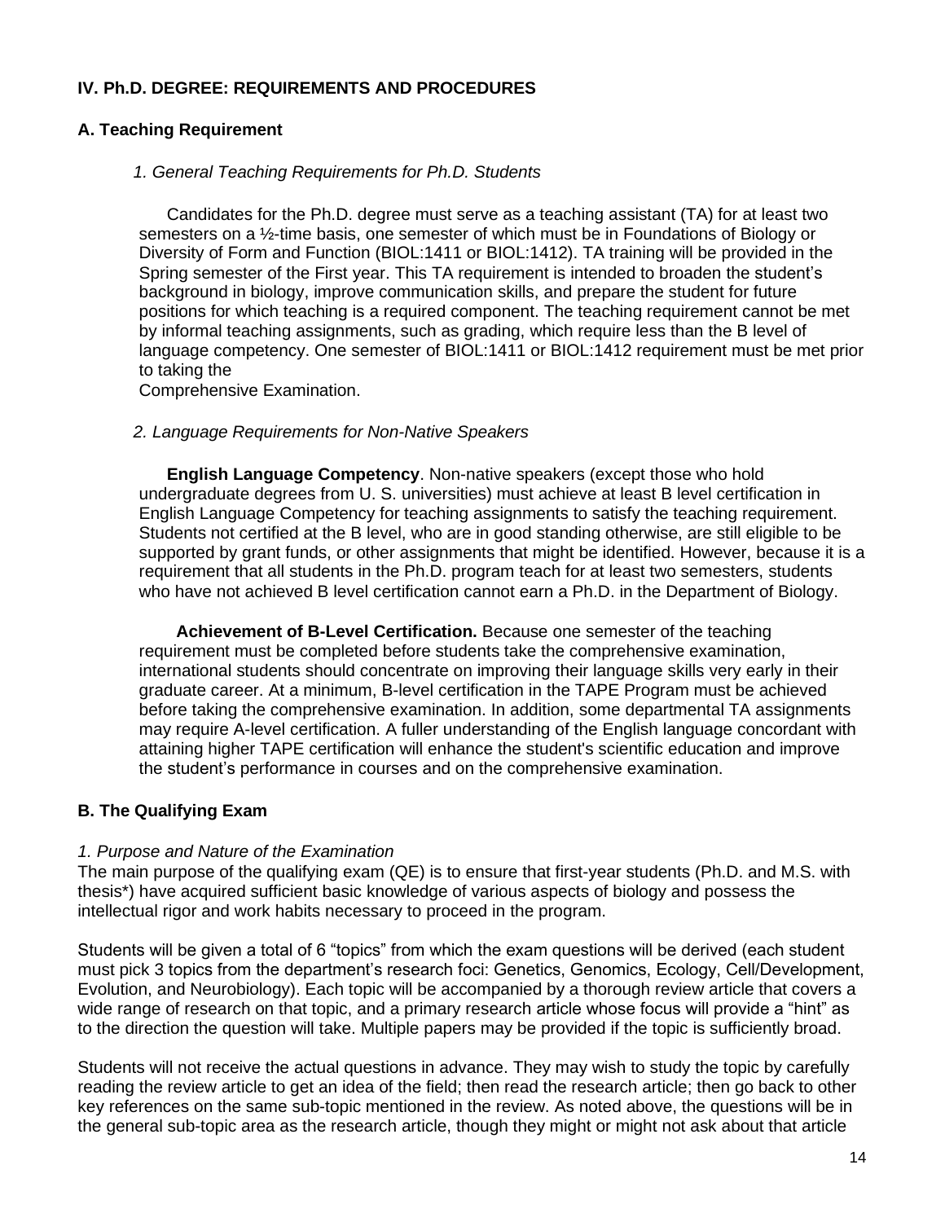## IV. Ph.D. DEGREE: REQUIREMENTS AND PROCEDURES

### A. Teaching Requirement

*1. General Teaching Requirements for Ph.D. Students*

Candidates for the Ph.D. degree must serve as a teaching assistant (TA) for at least two semesters on a ½-time basis, one semester of which must be in Foundations of Biology or Diversity of Form and Function (BIOL:1411 or BIOL:1412). TA training will be provided in the Spring semester of the First year. This TA requirement is intended to broaden the student's background in biology, improve communication skills, and prepare the student for future positions for which teaching is a required component. The teaching requirement cannot be met by informal teaching assignments, such as grading, which require less than the B level of language competency. One semester of BIOL:1411 or BIOL:1412 requirement must be met prior to taking the Comprehensive Examination.

*2. Language Requirements for Non-Native Speakers*

**English Language Competency**. Non-native speakers (except those who hold undergraduate degrees from U. S. universities) must achieve at least B level certification in English Language Competency for teaching assignments to satisfy the teaching requirement. Students not certified at the B level, who are in good standing otherwise, are still eligible to be supported by grant funds, or other assignments that might be identified. However, because it is a requirement that all students in the Ph.D. program teach for at least two semesters, students who have not achieved B level certification cannot earn a Ph.D. in the Department of Biology.

**Achievement of B-Level Certification.** Because one semester of the teaching requirement must be completed before students take the comprehensive examination, international students should concentrate on improving their language skills very early in their graduate career. At a minimum, B-level certification in the TAPE Program must be achieved before taking the comprehensive examination. In addition, some departmental TA assignments may require A-level certification. A fuller understanding of the English language concordant with attaining higher TAPE certification will enhance the student's scientific education and improve the student's performance in courses and on the comprehensive examination.

### B. The Qualifying Exam

*1. Purpose and Nature of the Examination*

The main purpose of the qualifying exam (QE) is to ensure that first-year students (Ph.D. and M.S. with thesis*) have acquired sufficient basic knowledge of various aspects of biology and possess the intellectual rigor and work habits necessary to proceed in the program.

Students will be given a total of 6 "topics" from which the exam questions will be derived (each student must pick 3 topics from the department's research foci: Genetics, Genomics, Ecology, Cell/Development, Evolution, and Neurobiology). Each topic will be accompanied by a thorough review article that covers a wide range of research on that topic, and a primary research article whose focus will provide a "hint" as to the direction the question will take. Multiple papers may be provided if the topic is sufficiently broad.

Students will not receive the actual questions in advance. They may wish to study the topic by carefully reading the review article to get an idea of the field; then read the research article; then go back to other key references on the same sub-topic mentioned in the review. As noted above, the questions will be in the general sub-topic area as the research article, though they might or might not ask about that article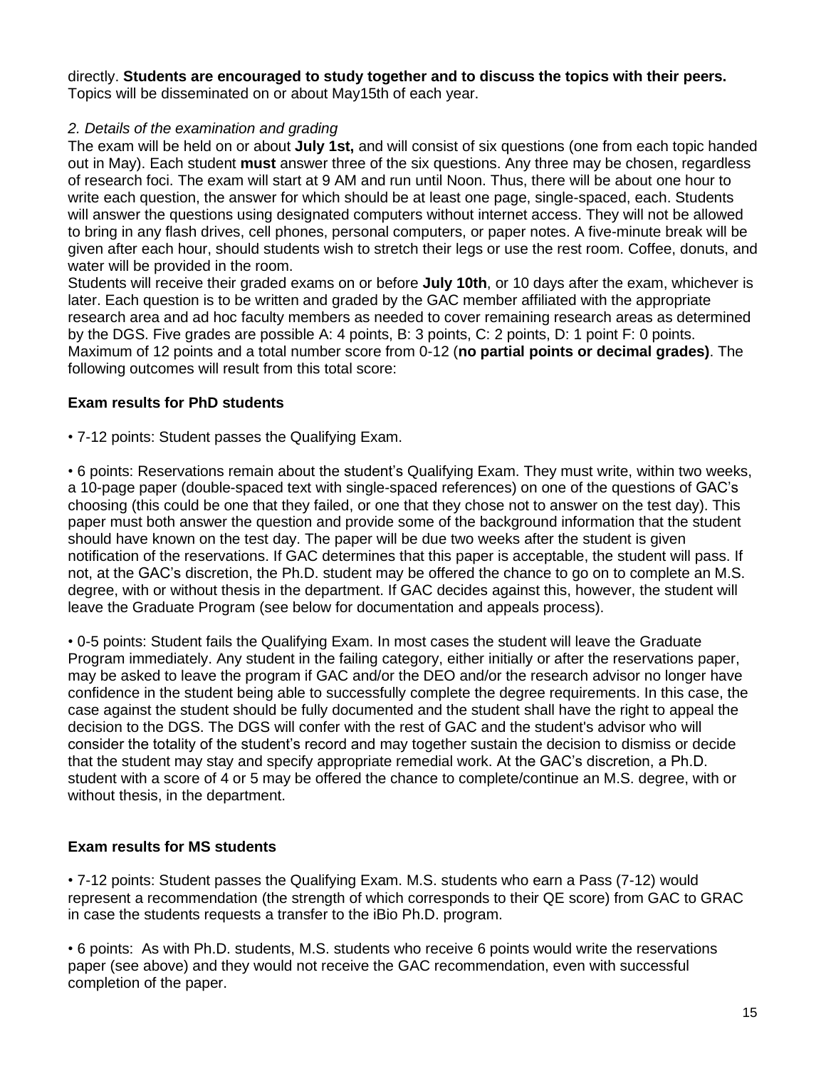directly. **Students are encouraged to study together and to discuss the topics with their peers.** Topics will be disseminated on or about May15th of each year.

*2. Details of the examination and grading*

The exam will be held on or about **July 1st,** and will consist of six questions (one from each topic handed out in May). Each student **must** answer three of the six questions. Any three may be chosen, regardless of research foci. The exam will start at 9 AM and run until Noon. Thus, there will be about one hour to write each question, the answer for which should be at least one page, single-spaced, each. Students will answer the questions using designated computers without internet access. They will not be allowed to bring in any flash drives, cell phones, personal computers, or paper notes. A five-minute break will be given after each hour, should students wish to stretch their legs or use the rest room. Coffee, donuts, and water will be provided in the room.

Students will receive their graded exams on or before **July 10th**, or 10 days after the exam, whichever is later. Each question is to be written and graded by the GAC member affiliated with the appropriate research area and ad hoc faculty members as needed to cover remaining research areas as determined by the DGS. Five grades are possible A: 4 points, B: 3 points, C: 2 points, D: 1 point F: 0 points. Maximum of 12 points and a total number score from 0-12 (**no partial points or decimal grades)**. The following outcomes will result from this total score:

**Exam results for PhD students**

• 7-12 points: Student passes the Qualifying Exam.

• 6 points: Reservations remain about the student's Qualifying Exam. They must write, within two weeks, a 10-page paper (double-spaced text with single-spaced references) on one of the questions of GAC's choosing (this could be one that they failed, or one that they chose not to answer on the test day). This paper must both answer the question and provide some of the background information that the student should have known on the test day. The paper will be due two weeks after the student is given notification of the reservations. If GAC determines that this paper is acceptable, the student will pass. If not, at the GAC's discretion, the Ph.D. student may be offered the chance to go on to complete an M.S. degree, with or without thesis in the department. If GAC decides against this, however, the student will leave the Graduate Program (see below for documentation and appeals process).

• 0-5 points: Student fails the Qualifying Exam. In most cases the student will leave the Graduate Program immediately. Any student in the failing category, either initially or after the reservations paper, may be asked to leave the program if GAC and/or the DEO and/or the research advisor no longer have confidence in the student being able to successfully complete the degree requirements. In this case, the case against the student should be fully documented and the student shall have the right to appeal the decision to the DGS. The DGS will confer with the rest of GAC and the student's advisor who will consider the totality of the student's record and may together sustain the decision to dismiss or decide that the student may stay and specify appropriate remedial work. At the GAC's discretion, a Ph.D. student with a score of 4 or 5 may be offered the chance to complete/continue an M.S. degree, with or without thesis, in the department.

**Exam results for MS students**

• 7-12 points: Student passes the Qualifying Exam. M.S. students who earn a Pass (7-12) would represent a recommendation (the strength of which corresponds to their QE score) from GAC to GRAC in case the students requests a transfer to the iBio Ph.D. program.

• 6 points: As with Ph.D. students, M.S. students who receive 6 points would write the reservations paper (see above) and they would not receive the GAC recommendation, even with successful completion of the paper.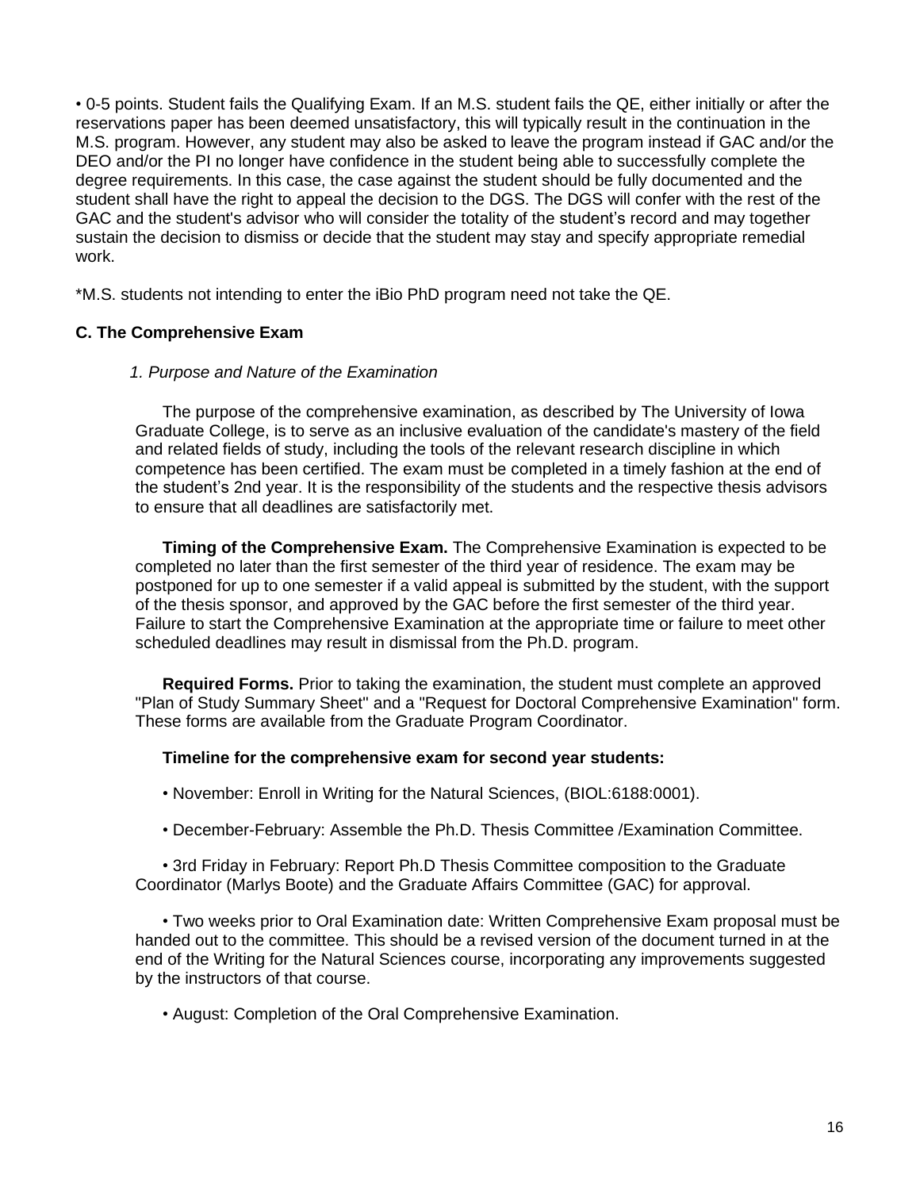• 0-5 points. Student fails the Qualifying Exam. If an M.S. student fails the QE, either initially or after the reservations paper has been deemed unsatisfactory, this will typically result in the continuation in the M.S. program. However, any student may also be asked to leave the program instead if GAC and/or the DEO and/or the PI no longer have confidence in the student being able to successfully complete the degree requirements. In this case, the case against the student should be fully documented and the student shall have the right to appeal the decision to the DGS. The DGS will confer with the rest of the GAC and the student's advisor who will consider the totality of the student's record and may together sustain the decision to dismiss or decide that the student may stay and specify appropriate remedial work.

*M.S. students not intending to enter the iBio PhD program need not take the QE.

### C. The Comprehensive Exam

#### *1. Purpose and Nature of the Examination*

The purpose of the comprehensive examination, as described by The University of Iowa Graduate College, is to serve as an inclusive evaluation of the candidate's mastery of the field and related fields of study, including the tools of the relevant research discipline in which competence has been certified. The exam must be completed in a timely fashion at the end of the student's 2nd year. It is the responsibility of the students and the respective thesis advisors to ensure that all deadlines are satisfactorily met.

**Timing of the Comprehensive Exam.** The Comprehensive Examination is expected to be completed no later than the first semester of the third year of residence. The exam may be postponed for up to one semester if a valid appeal is submitted by the student, with the support of the thesis sponsor, and approved by the GAC before the first semester of the third year. Failure to start the Comprehensive Examination at the appropriate time or failure to meet other scheduled deadlines may result in dismissal from the Ph.D. program.

**Required Forms.** Prior to taking the examination, the student must complete an approved "Plan of Study Summary Sheet" and a "Request for Doctoral Comprehensive Examination" form. These forms are available from the Graduate Program Coordinator.

**Timeline for the comprehensive exam for second year students:**

• November: Enroll in Writing for the Natural Sciences, (BIOL:6188:0001).

• December-February: Assemble the Ph.D. Thesis Committee /Examination Committee.

• 3rd Friday in February: Report Ph.D Thesis Committee composition to the Graduate Coordinator (Marlys Boote) and the Graduate Affairs Committee (GAC) for approval.

• Two weeks prior to Oral Examination date: Written Comprehensive Exam proposal must be handed out to the committee. This should be a revised version of the document turned in at the end of the Writing for the Natural Sciences course, incorporating any improvements suggested by the instructors of that course.

• August: Completion of the Oral Comprehensive Examination.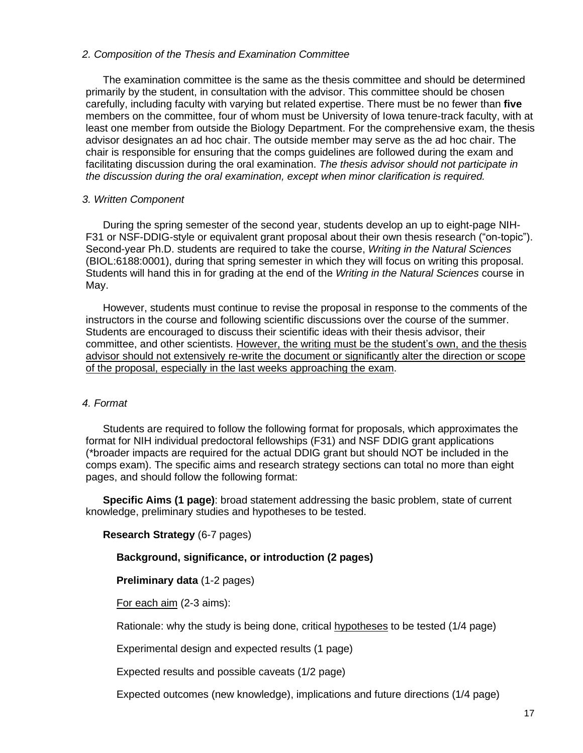### *2. Composition of the Thesis and Examination Committee*

The examination committee is the same as the thesis committee and should be determined primarily by the student, in consultation with the advisor. This committee should be chosen carefully, including faculty with varying but related expertise. There must be no fewer than **five** members on the committee, four of whom must be University of Iowa tenure-track faculty, with at least one member from outside the Biology Department. For the comprehensive exam, the thesis advisor designates an ad hoc chair. The outside member may serve as the ad hoc chair. The chair is responsible for ensuring that the comps guidelines are followed during the exam and facilitating discussion during the oral examination. *The thesis advisor should not participate in the discussion during the oral examination, except when minor clarification is required.*

### *3. Written Component*

During the spring semester of the second year, students develop an up to eight-page NIH-F31 or NSF-DDIG-style or equivalent grant proposal about their own thesis research ("on-topic"). Second-year Ph.D. students are required to take the course, *Writing in the Natural Sciences* (BIOL:6188:0001), during that spring semester in which they will focus on writing this proposal. Students will hand this in for grading at the end of the *Writing in the Natural Sciences* course in May.

However, students must continue to revise the proposal in response to the comments of the instructors in the course and following scientific discussions over the course of the summer. Students are encouraged to discuss their scientific ideas with their thesis advisor, their committee, and other scientists. <u>However, the writing must be the student's own, and the thesis advisor should not extensively re-write the document or significantly alter the direction or scope of the proposal, especially in the last weeks approaching the exam</u>.

### *4. Format*

Students are required to follow the following format for proposals, which approximates the format for NIH individual predoctoral fellowships (F31) and NSF DDIG grant applications (*broader impacts are required for the actual DDIG grant but should NOT be included in the comps exam). The specific aims and research strategy sections can total no more than eight pages, and should follow the following format:

**Specific Aims (1 page)**: broad statement addressing the basic problem, state of current knowledge, preliminary studies and hypotheses to be tested.

**Research Strategy** (6-7 pages)

**Background, significance, or introduction (2 pages)**

**Preliminary data** (1-2 pages)

<u>For each aim</u> (2-3 aims):

Rationale: why the study is being done, critical <u>hypotheses</u> to be tested (1/4 page)

Experimental design and expected results (1 page)

Expected results and possible caveats (1/2 page)

Expected outcomes (new knowledge), implications and future directions (1/4 page)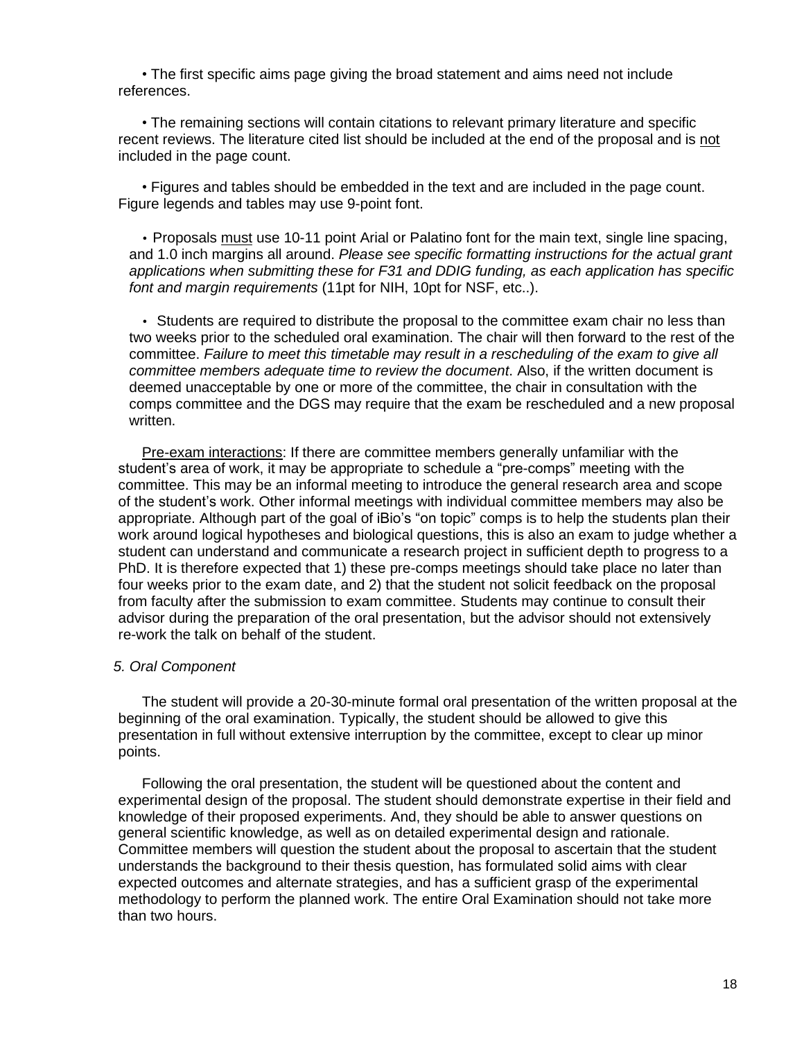- The first specific aims page giving the broad statement and aims need not include references.

- The remaining sections will contain citations to relevant primary literature and specific recent reviews. The literature cited list should be included at the end of the proposal and is not included in the page count.

- Figures and tables should be embedded in the text and are included in the page count. Figure legends and tables may use 9-point font.

- Proposals must use 10-11 point Arial or Palatino font for the main text, single line spacing, and 1.0 inch margins all around. *Please see specific formatting instructions for the actual grant applications when submitting these for F31 and DDIG funding, as each application has specific font and margin requirements* (11pt for NIH, 10pt for NSF, etc..).

- Students are required to distribute the proposal to the committee exam chair no less than two weeks prior to the scheduled oral examination. The chair will then forward to the rest of the committee. *Failure to meet this timetable may result in a rescheduling of the exam to give all committee members adequate time to review the document*. Also, if the written document is deemed unacceptable by one or more of the committee, the chair in consultation with the comps committee and the DGS may require that the exam be rescheduled and a new proposal written.

Pre-exam interactions: If there are committee members generally unfamiliar with the student's area of work, it may be appropriate to schedule a "pre-comps" meeting with the committee. This may be an informal meeting to introduce the general research area and scope of the student's work. Other informal meetings with individual committee members may also be appropriate. Although part of the goal of iBio's "on topic" comps is to help the students plan their work around logical hypotheses and biological questions, this is also an exam to judge whether a student can understand and communicate a research project in sufficient depth to progress to a PhD. It is therefore expected that 1) these pre-comps meetings should take place no later than four weeks prior to the exam date, and 2) that the student not solicit feedback on the proposal from faculty after the submission to exam committee. Students may continue to consult their advisor during the preparation of the oral presentation, but the advisor should not extensively re-work the talk on behalf of the student.

*5. Oral Component*

The student will provide a 20-30-minute formal oral presentation of the written proposal at the beginning of the oral examination. Typically, the student should be allowed to give this presentation in full without extensive interruption by the committee, except to clear up minor points.

Following the oral presentation, the student will be questioned about the content and experimental design of the proposal. The student should demonstrate expertise in their field and knowledge of their proposed experiments. And, they should be able to answer questions on general scientific knowledge, as well as on detailed experimental design and rationale. Committee members will question the student about the proposal to ascertain that the student understands the background to their thesis question, has formulated solid aims with clear expected outcomes and alternate strategies, and has a sufficient grasp of the experimental methodology to perform the planned work. The entire Oral Examination should not take more than two hours.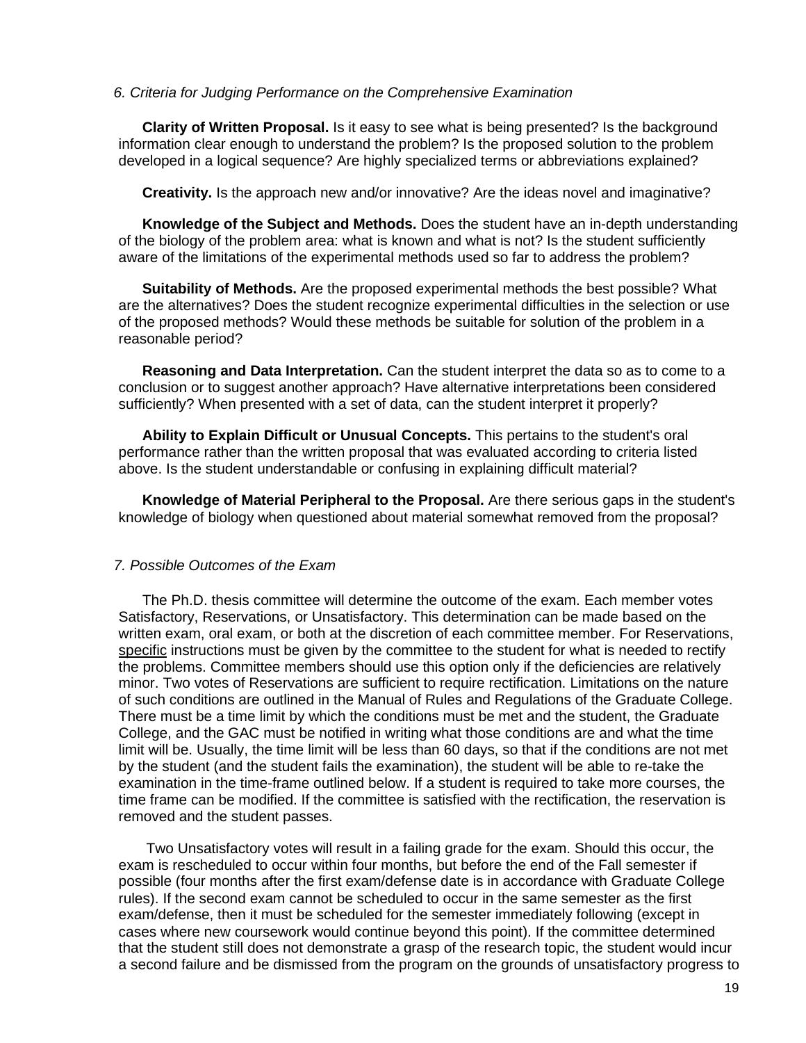*6. Criteria for Judging Performance on the Comprehensive Examination*

**Clarity of Written Proposal.** Is it easy to see what is being presented? Is the background information clear enough to understand the problem? Is the proposed solution to the problem developed in a logical sequence? Are highly specialized terms or abbreviations explained?

**Creativity.** Is the approach new and/or innovative? Are the ideas novel and imaginative?

**Knowledge of the Subject and Methods.** Does the student have an in-depth understanding of the biology of the problem area: what is known and what is not? Is the student sufficiently aware of the limitations of the experimental methods used so far to address the problem?

**Suitability of Methods.** Are the proposed experimental methods the best possible? What are the alternatives? Does the student recognize experimental difficulties in the selection or use of the proposed methods? Would these methods be suitable for solution of the problem in a reasonable period?

**Reasoning and Data Interpretation.** Can the student interpret the data so as to come to a conclusion or to suggest another approach? Have alternative interpretations been considered sufficiently? When presented with a set of data, can the student interpret it properly?

**Ability to Explain Difficult or Unusual Concepts.** This pertains to the student's oral performance rather than the written proposal that was evaluated according to criteria listed above. Is the student understandable or confusing in explaining difficult material?

**Knowledge of Material Peripheral to the Proposal.** Are there serious gaps in the student's knowledge of biology when questioned about material somewhat removed from the proposal?

*7. Possible Outcomes of the Exam*

The Ph.D. thesis committee will determine the outcome of the exam. Each member votes Satisfactory, Reservations, or Unsatisfactory. This determination can be made based on the written exam, oral exam, or both at the discretion of each committee member. For Reservations, <u>specific</u> instructions must be given by the committee to the student for what is needed to rectify the problems. Committee members should use this option only if the deficiencies are relatively minor. Two votes of Reservations are sufficient to require rectification. Limitations on the nature of such conditions are outlined in the Manual of Rules and Regulations of the Graduate College. There must be a time limit by which the conditions must be met and the student, the Graduate College, and the GAC must be notified in writing what those conditions are and what the time limit will be. Usually, the time limit will be less than 60 days, so that if the conditions are not met by the student (and the student fails the examination), the student will be able to re-take the examination in the time-frame outlined below. If a student is required to take more courses, the time frame can be modified. If the committee is satisfied with the rectification, the reservation is removed and the student passes.

Two Unsatisfactory votes will result in a failing grade for the exam. Should this occur, the exam is rescheduled to occur within four months, but before the end of the Fall semester if possible (four months after the first exam/defense date is in accordance with Graduate College rules). If the second exam cannot be scheduled to occur in the same semester as the first exam/defense, then it must be scheduled for the semester immediately following (except in cases where new coursework would continue beyond this point). If the committee determined that the student still does not demonstrate a grasp of the research topic, the student would incur a second failure and be dismissed from the program on the grounds of unsatisfactory progress to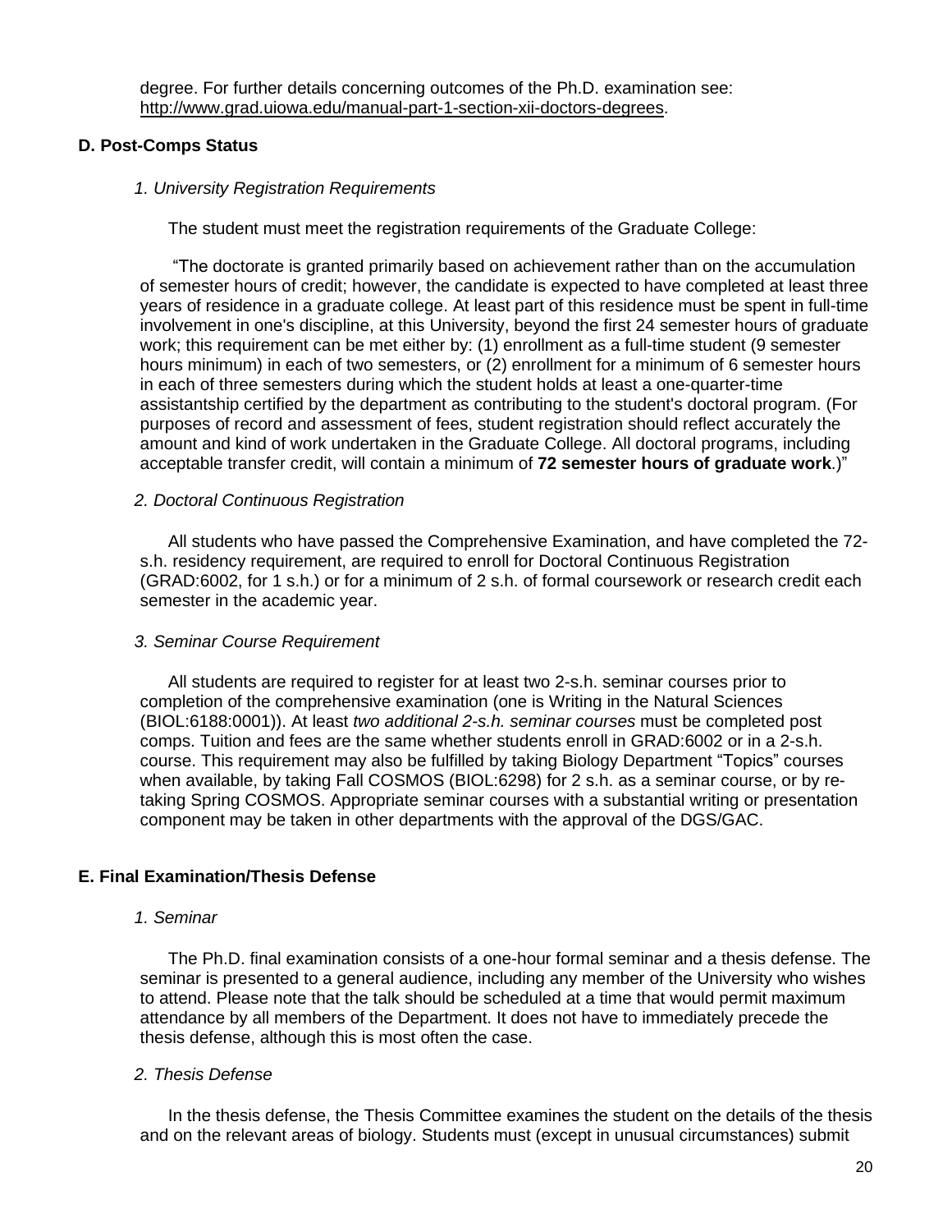degree. For further details concerning outcomes of the Ph.D. examination see: http://www.grad.uiowa.edu/manual-part-1-section-xii-doctors-degrees.

### D. Post-Comps Status

*1. University Registration Requirements*

The student must meet the registration requirements of the Graduate College:

"The doctorate is granted primarily based on achievement rather than on the accumulation of semester hours of credit; however, the candidate is expected to have completed at least three years of residence in a graduate college. At least part of this residence must be spent in full-time involvement in one's discipline, at this University, beyond the first 24 semester hours of graduate work; this requirement can be met either by: (1) enrollment as a full-time student (9 semester hours minimum) in each of two semesters, or (2) enrollment for a minimum of 6 semester hours in each of three semesters during which the student holds at least a one-quarter-time assistantship certified by the department as contributing to the student's doctoral program. (For purposes of record and assessment of fees, student registration should reflect accurately the amount and kind of work undertaken in the Graduate College. All doctoral programs, including acceptable transfer credit, will contain a minimum of **72 semester hours of graduate work**.)"

*2. Doctoral Continuous Registration*

All students who have passed the Comprehensive Examination, and have completed the 72-s.h. residency requirement, are required to enroll for Doctoral Continuous Registration (GRAD:6002, for 1 s.h.) or for a minimum of 2 s.h. of formal coursework or research credit each semester in the academic year.

*3. Seminar Course Requirement*

All students are required to register for at least two 2-s.h. seminar courses prior to completion of the comprehensive examination (one is Writing in the Natural Sciences (BIOL:6188:0001)). At least *two additional 2-s.h. seminar courses* must be completed post comps. Tuition and fees are the same whether students enroll in GRAD:6002 or in a 2-s.h. course. This requirement may also be fulfilled by taking Biology Department "Topics" courses when available, by taking Fall COSMOS (BIOL:6298) for 2 s.h. as a seminar course, or by re-taking Spring COSMOS. Appropriate seminar courses with a substantial writing or presentation component may be taken in other departments with the approval of the DGS/GAC.

### E. Final Examination/Thesis Defense

*1. Seminar*

The Ph.D. final examination consists of a one-hour formal seminar and a thesis defense. The seminar is presented to a general audience, including any member of the University who wishes to attend. Please note that the talk should be scheduled at a time that would permit maximum attendance by all members of the Department. It does not have to immediately precede the thesis defense, although this is most often the case.

*2. Thesis Defense*

In the thesis defense, the Thesis Committee examines the student on the details of the thesis and on the relevant areas of biology. Students must (except in unusual circumstances) submit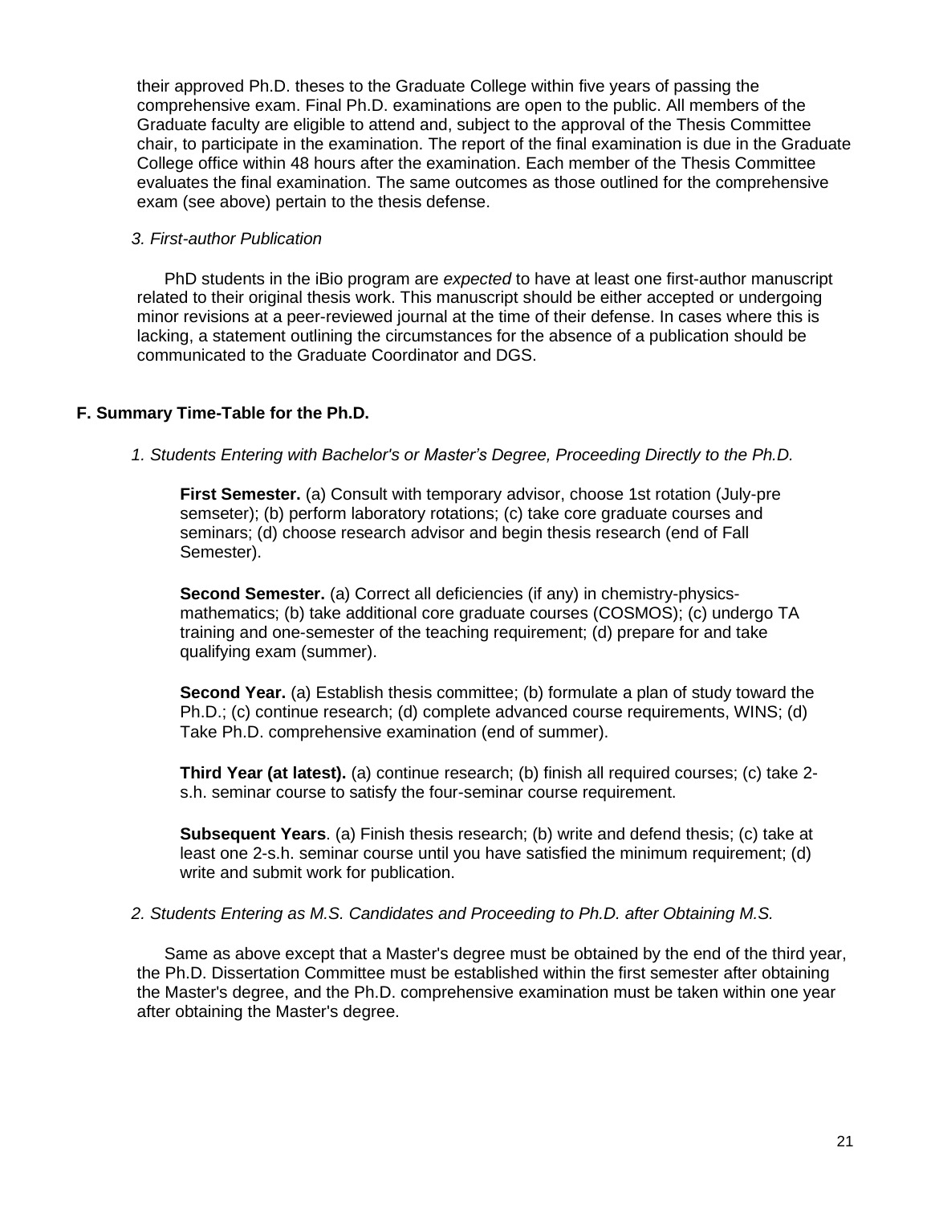their approved Ph.D. theses to the Graduate College within five years of passing the comprehensive exam. Final Ph.D. examinations are open to the public. All members of the Graduate faculty are eligible to attend and, subject to the approval of the Thesis Committee chair, to participate in the examination. The report of the final examination is due in the Graduate College office within 48 hours after the examination. Each member of the Thesis Committee evaluates the final examination. The same outcomes as those outlined for the comprehensive exam (see above) pertain to the thesis defense.

*3. First-author Publication*

PhD students in the iBio program are *expected* to have at least one first-author manuscript related to their original thesis work. This manuscript should be either accepted or undergoing minor revisions at a peer-reviewed journal at the time of their defense. In cases where this is lacking, a statement outlining the circumstances for the absence of a publication should be communicated to the Graduate Coordinator and DGS.

## F. Summary Time-Table for the Ph.D.

*1. Students Entering with Bachelor's or Master's Degree, Proceeding Directly to the Ph.D.*

**First Semester.** (a) Consult with temporary advisor, choose 1st rotation (July-pre semseter); (b) perform laboratory rotations; (c) take core graduate courses and seminars; (d) choose research advisor and begin thesis research (end of Fall Semester).

**Second Semester.** (a) Correct all deficiencies (if any) in chemistry-physics-mathematics; (b) take additional core graduate courses (COSMOS); (c) undergo TA training and one-semester of the teaching requirement; (d) prepare for and take qualifying exam (summer).

**Second Year.** (a) Establish thesis committee; (b) formulate a plan of study toward the Ph.D.; (c) continue research; (d) complete advanced course requirements, WINS; (d) Take Ph.D. comprehensive examination (end of summer).

**Third Year (at latest).** (a) continue research; (b) finish all required courses; (c) take 2-s.h. seminar course to satisfy the four-seminar course requirement.

**Subsequent Years**. (a) Finish thesis research; (b) write and defend thesis; (c) take at least one 2-s.h. seminar course until you have satisfied the minimum requirement; (d) write and submit work for publication.

*2. Students Entering as M.S. Candidates and Proceeding to Ph.D. after Obtaining M.S.*

Same as above except that a Master's degree must be obtained by the end of the third year, the Ph.D. Dissertation Committee must be established within the first semester after obtaining the Master's degree, and the Ph.D. comprehensive examination must be taken within one year after obtaining the Master's degree.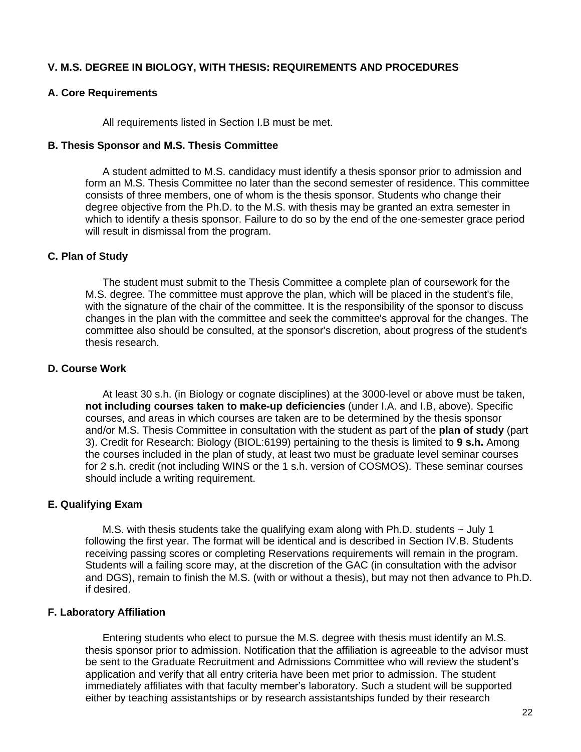## V. M.S. DEGREE IN BIOLOGY, WITH THESIS: REQUIREMENTS AND PROCEDURES

### A. Core Requirements

All requirements listed in Section I.B must be met.

### B. Thesis Sponsor and M.S. Thesis Committee

A student admitted to M.S. candidacy must identify a thesis sponsor prior to admission and form an M.S. Thesis Committee no later than the second semester of residence. This committee consists of three members, one of whom is the thesis sponsor. Students who change their degree objective from the Ph.D. to the M.S. with thesis may be granted an extra semester in which to identify a thesis sponsor. Failure to do so by the end of the one-semester grace period will result in dismissal from the program.

### C. Plan of Study

The student must submit to the Thesis Committee a complete plan of coursework for the M.S. degree. The committee must approve the plan, which will be placed in the student's file, with the signature of the chair of the committee. It is the responsibility of the sponsor to discuss changes in the plan with the committee and seek the committee's approval for the changes. The committee also should be consulted, at the sponsor's discretion, about progress of the student's thesis research.

### D. Course Work

At least 30 s.h. (in Biology or cognate disciplines) at the 3000-level or above must be taken, **not including courses taken to make-up deficiencies** (under I.A. and I.B, above). Specific courses, and areas in which courses are taken are to be determined by the thesis sponsor and/or M.S. Thesis Committee in consultation with the student as part of the **plan of study** (part 3). Credit for Research: Biology (BIOL:6199) pertaining to the thesis is limited to **9 s.h.** Among the courses included in the plan of study, at least two must be graduate level seminar courses for 2 s.h. credit (not including WINS or the 1 s.h. version of COSMOS). These seminar courses should include a writing requirement.

### E. Qualifying Exam

M.S. with thesis students take the qualifying exam along with Ph.D. students ~ July 1 following the first year. The format will be identical and is described in Section IV.B. Students receiving passing scores or completing Reservations requirements will remain in the program. Students will a failing score may, at the discretion of the GAC (in consultation with the advisor and DGS), remain to finish the M.S. (with or without a thesis), but may not then advance to Ph.D. if desired.

### F. Laboratory Affiliation

Entering students who elect to pursue the M.S. degree with thesis must identify an M.S. thesis sponsor prior to admission. Notification that the affiliation is agreeable to the advisor must be sent to the Graduate Recruitment and Admissions Committee who will review the student's application and verify that all entry criteria have been met prior to admission. The student immediately affiliates with that faculty member's laboratory. Such a student will be supported either by teaching assistantships or by research assistantships funded by their research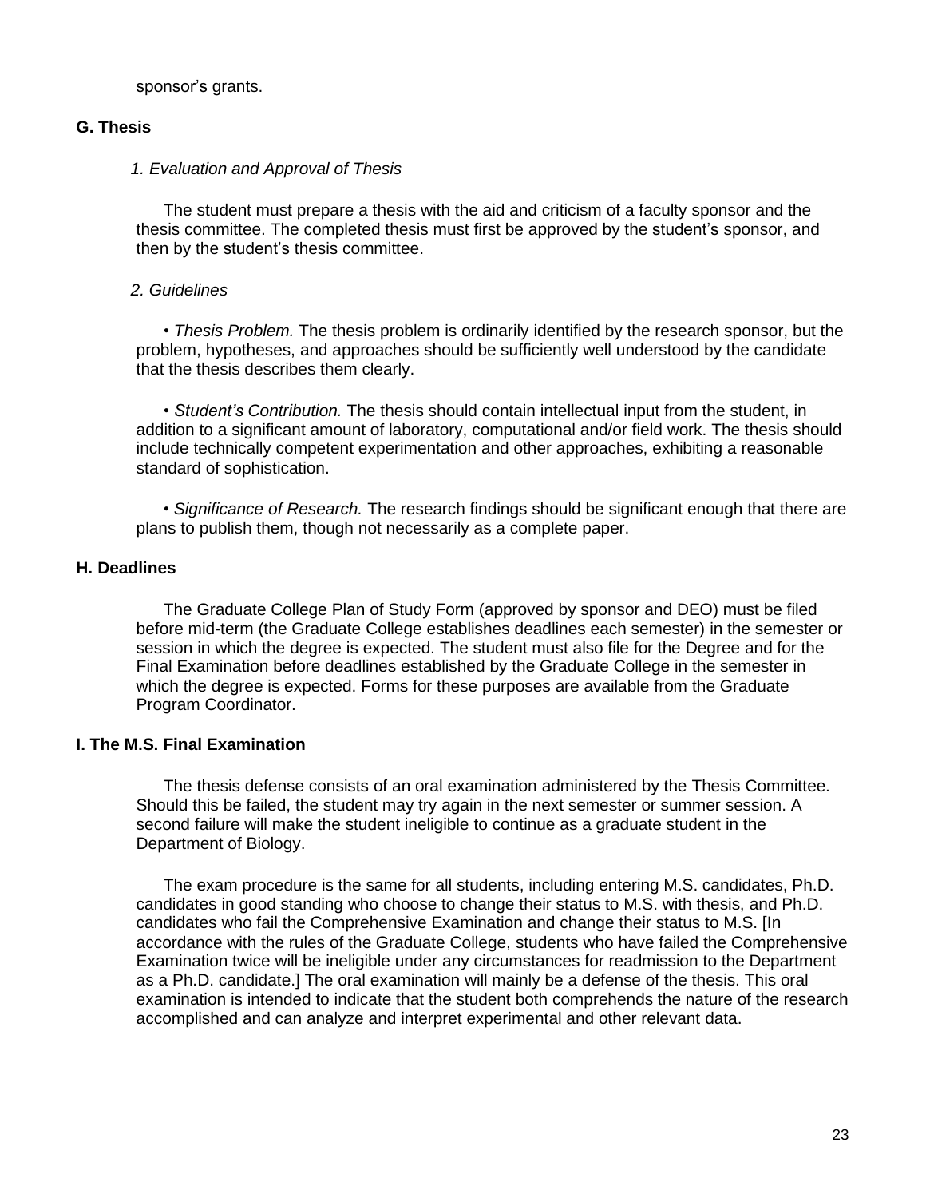sponsor's grants.

## G. Thesis

### *1. Evaluation and Approval of Thesis*

The student must prepare a thesis with the aid and criticism of a faculty sponsor and the thesis committee. The completed thesis must first be approved by the student's sponsor, and then by the student's thesis committee.

### *2. Guidelines*

• *Thesis Problem.* The thesis problem is ordinarily identified by the research sponsor, but the problem, hypotheses, and approaches should be sufficiently well understood by the candidate that the thesis describes them clearly.

• *Student's Contribution.* The thesis should contain intellectual input from the student, in addition to a significant amount of laboratory, computational and/or field work. The thesis should include technically competent experimentation and other approaches, exhibiting a reasonable standard of sophistication.

• *Significance of Research.* The research findings should be significant enough that there are plans to publish them, though not necessarily as a complete paper.

## H. Deadlines

The Graduate College Plan of Study Form (approved by sponsor and DEO) must be filed before mid-term (the Graduate College establishes deadlines each semester) in the semester or session in which the degree is expected. The student must also file for the Degree and for the Final Examination before deadlines established by the Graduate College in the semester in which the degree is expected. Forms for these purposes are available from the Graduate Program Coordinator.

## I. The M.S. Final Examination

The thesis defense consists of an oral examination administered by the Thesis Committee. Should this be failed, the student may try again in the next semester or summer session. A second failure will make the student ineligible to continue as a graduate student in the Department of Biology.

The exam procedure is the same for all students, including entering M.S. candidates, Ph.D. candidates in good standing who choose to change their status to M.S. with thesis, and Ph.D. candidates who fail the Comprehensive Examination and change their status to M.S. [In accordance with the rules of the Graduate College, students who have failed the Comprehensive Examination twice will be ineligible under any circumstances for readmission to the Department as a Ph.D. candidate.] The oral examination will mainly be a defense of the thesis. This oral examination is intended to indicate that the student both comprehends the nature of the research accomplished and can analyze and interpret experimental and other relevant data.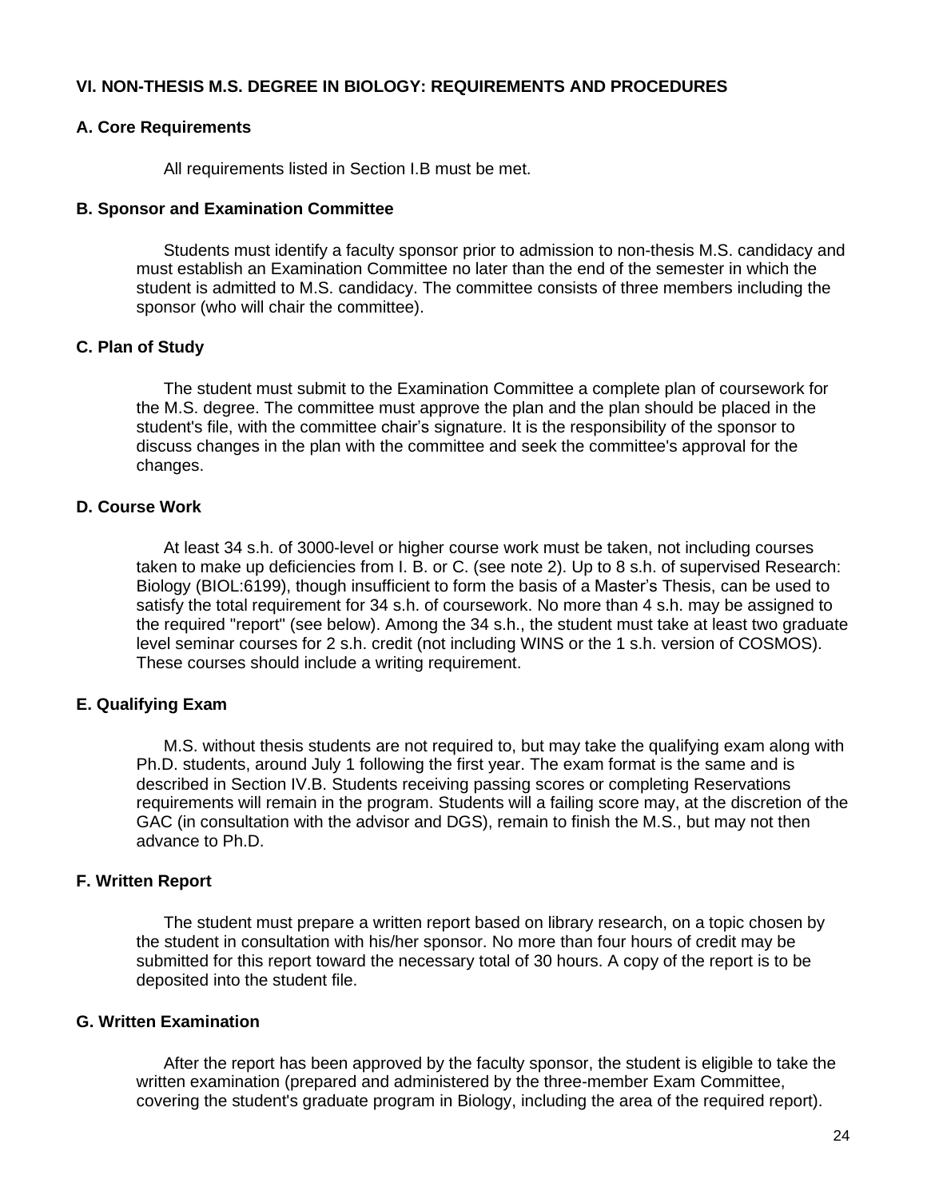## VI. NON-THESIS M.S. DEGREE IN BIOLOGY: REQUIREMENTS AND PROCEDURES

### A. Core Requirements

All requirements listed in Section I.B must be met.

### B. Sponsor and Examination Committee

Students must identify a faculty sponsor prior to admission to non-thesis M.S. candidacy and must establish an Examination Committee no later than the end of the semester in which the student is admitted to M.S. candidacy. The committee consists of three members including the sponsor (who will chair the committee).

### C. Plan of Study

The student must submit to the Examination Committee a complete plan of coursework for the M.S. degree. The committee must approve the plan and the plan should be placed in the student's file, with the committee chair's signature. It is the responsibility of the sponsor to discuss changes in the plan with the committee and seek the committee's approval for the changes.

### D. Course Work

At least 34 s.h. of 3000-level or higher course work must be taken, not including courses taken to make up deficiencies from I. B. or C. (see note 2). Up to 8 s.h. of supervised Research: Biology (BIOL:6199), though insufficient to form the basis of a Master's Thesis, can be used to satisfy the total requirement for 34 s.h. of coursework. No more than 4 s.h. may be assigned to the required "report" (see below). Among the 34 s.h., the student must take at least two graduate level seminar courses for 2 s.h. credit (not including WINS or the 1 s.h. version of COSMOS). These courses should include a writing requirement.

### E. Qualifying Exam

M.S. without thesis students are not required to, but may take the qualifying exam along with Ph.D. students, around July 1 following the first year. The exam format is the same and is described in Section IV.B. Students receiving passing scores or completing Reservations requirements will remain in the program. Students will a failing score may, at the discretion of the GAC (in consultation with the advisor and DGS), remain to finish the M.S., but may not then advance to Ph.D.

### F. Written Report

The student must prepare a written report based on library research, on a topic chosen by the student in consultation with his/her sponsor. No more than four hours of credit may be submitted for this report toward the necessary total of 30 hours. A copy of the report is to be deposited into the student file.

### G. Written Examination

After the report has been approved by the faculty sponsor, the student is eligible to take the written examination (prepared and administered by the three-member Exam Committee, covering the student's graduate program in Biology, including the area of the required report).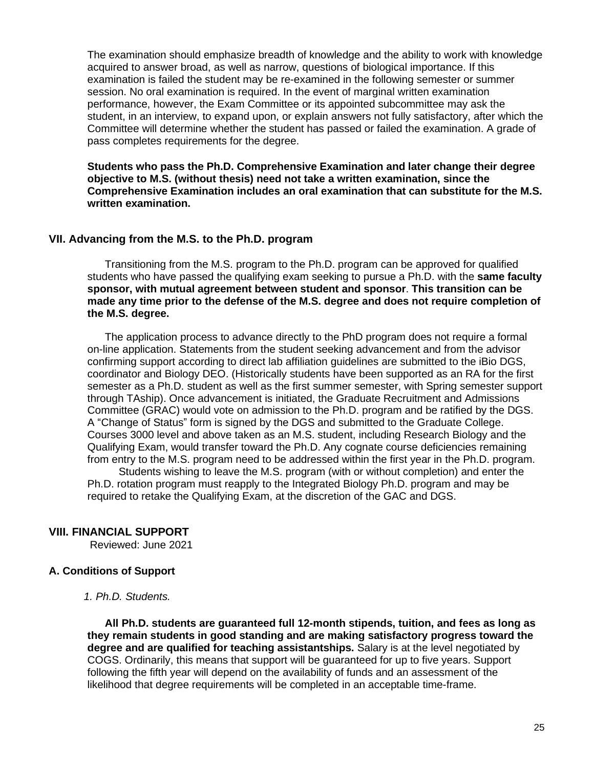The examination should emphasize breadth of knowledge and the ability to work with knowledge acquired to answer broad, as well as narrow, questions of biological importance. If this examination is failed the student may be re-examined in the following semester or summer session. No oral examination is required. In the event of marginal written examination performance, however, the Exam Committee or its appointed subcommittee may ask the student, in an interview, to expand upon, or explain answers not fully satisfactory, after which the Committee will determine whether the student has passed or failed the examination. A grade of pass completes requirements for the degree.

**Students who pass the Ph.D. Comprehensive Examination and later change their degree objective to M.S. (without thesis) need not take a written examination, since the Comprehensive Examination includes an oral examination that can substitute for the M.S. written examination.**

## VII. Advancing from the M.S. to the Ph.D. program

Transitioning from the M.S. program to the Ph.D. program can be approved for qualified students who have passed the qualifying exam seeking to pursue a Ph.D. with the **same faculty sponsor, with mutual agreement between student and sponsor**. **This transition can be made any time prior to the defense of the M.S. degree and does not require completion of the M.S. degree.**

The application process to advance directly to the PhD program does not require a formal on-line application. Statements from the student seeking advancement and from the advisor confirming support according to direct lab affiliation guidelines are submitted to the iBio DGS, coordinator and Biology DEO. (Historically students have been supported as an RA for the first semester as a Ph.D. student as well as the first summer semester, with Spring semester support through TAship). Once advancement is initiated, the Graduate Recruitment and Admissions Committee (GRAC) would vote on admission to the Ph.D. program and be ratified by the DGS. A "Change of Status" form is signed by the DGS and submitted to the Graduate College. Courses 3000 level and above taken as an M.S. student, including Research Biology and the Qualifying Exam, would transfer toward the Ph.D. Any cognate course deficiencies remaining from entry to the M.S. program need to be addressed within the first year in the Ph.D. program.

Students wishing to leave the M.S. program (with or without completion) and enter the Ph.D. rotation program must reapply to the Integrated Biology Ph.D. program and may be required to retake the Qualifying Exam, at the discretion of the GAC and DGS.

## VIII. FINANCIAL SUPPORT

Reviewed: June 2021

### A. Conditions of Support

*1. Ph.D. Students.*

**All Ph.D. students are guaranteed full 12-month stipends, tuition, and fees as long as they remain students in good standing and are making satisfactory progress toward the degree and are qualified for teaching assistantships.** Salary is at the level negotiated by COGS. Ordinarily, this means that support will be guaranteed for up to five years. Support following the fifth year will depend on the availability of funds and an assessment of the likelihood that degree requirements will be completed in an acceptable time-frame.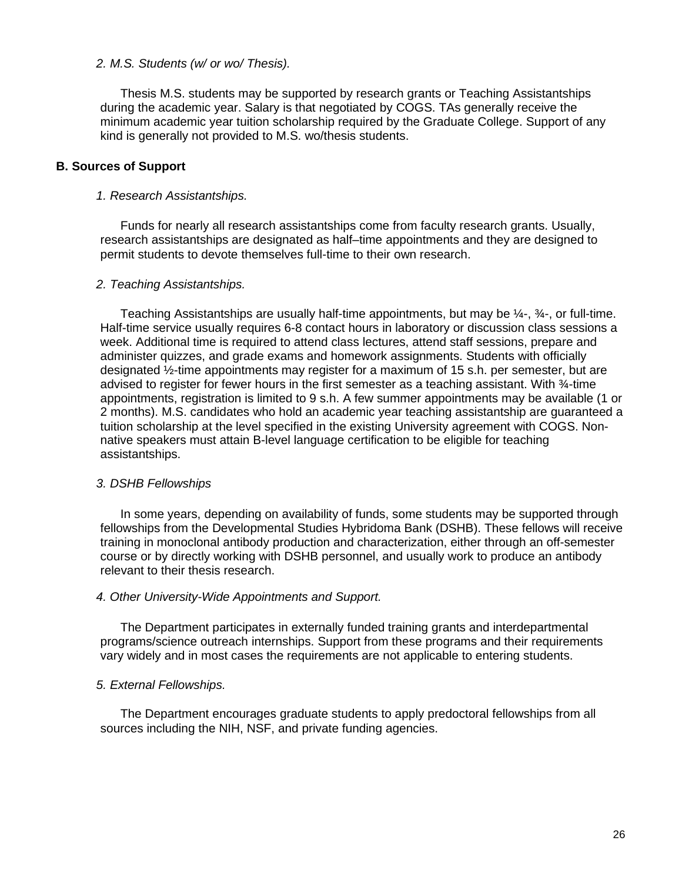*2. M.S. Students (w/ or wo/ Thesis).*

Thesis M.S. students may be supported by research grants or Teaching Assistantships during the academic year. Salary is that negotiated by COGS. TAs generally receive the minimum academic year tuition scholarship required by the Graduate College. Support of any kind is generally not provided to M.S. wo/thesis students.

**B. Sources of Support**

*1. Research Assistantships.*

Funds for nearly all research assistantships come from faculty research grants. Usually, research assistantships are designated as half–time appointments and they are designed to permit students to devote themselves full-time to their own research.

*2. Teaching Assistantships.*

Teaching Assistantships are usually half-time appointments, but may be ¼-, ¾-, or full-time. Half-time service usually requires 6-8 contact hours in laboratory or discussion class sessions a week. Additional time is required to attend class lectures, attend staff sessions, prepare and administer quizzes, and grade exams and homework assignments. Students with officially designated ½-time appointments may register for a maximum of 15 s.h. per semester, but are advised to register for fewer hours in the first semester as a teaching assistant. With ¾-time appointments, registration is limited to 9 s.h. A few summer appointments may be available (1 or 2 months). M.S. candidates who hold an academic year teaching assistantship are guaranteed a tuition scholarship at the level specified in the existing University agreement with COGS. Non-native speakers must attain B-level language certification to be eligible for teaching assistantships.

*3. DSHB Fellowships*

In some years, depending on availability of funds, some students may be supported through fellowships from the Developmental Studies Hybridoma Bank (DSHB). These fellows will receive training in monoclonal antibody production and characterization, either through an off-semester course or by directly working with DSHB personnel, and usually work to produce an antibody relevant to their thesis research.

*4. Other University-Wide Appointments and Support.*

The Department participates in externally funded training grants and interdepartmental programs/science outreach internships. Support from these programs and their requirements vary widely and in most cases the requirements are not applicable to entering students.

*5. External Fellowships.*

The Department encourages graduate students to apply predoctoral fellowships from all sources including the NIH, NSF, and private funding agencies.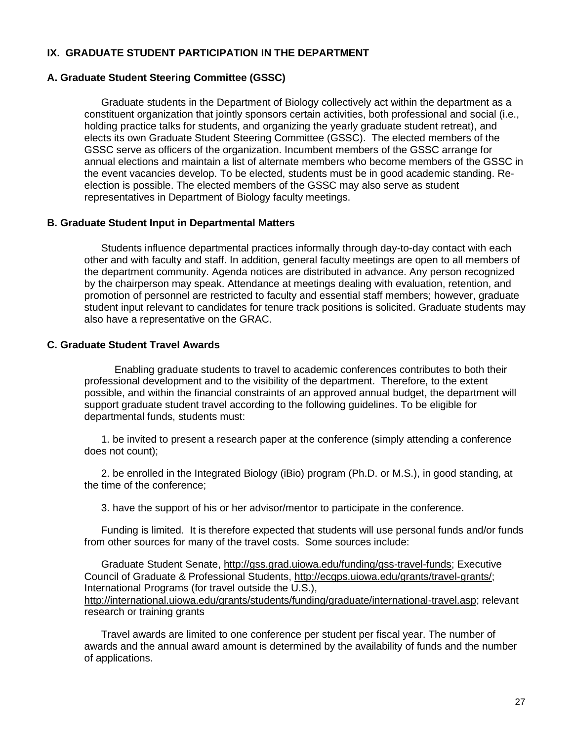## IX. GRADUATE STUDENT PARTICIPATION IN THE DEPARTMENT

### A. Graduate Student Steering Committee (GSSC)

Graduate students in the Department of Biology collectively act within the department as a constituent organization that jointly sponsors certain activities, both professional and social (i.e., holding practice talks for students, and organizing the yearly graduate student retreat), and elects its own Graduate Student Steering Committee (GSSC). The elected members of the GSSC serve as officers of the organization. Incumbent members of the GSSC arrange for annual elections and maintain a list of alternate members who become members of the GSSC in the event vacancies develop. To be elected, students must be in good academic standing. Re-election is possible. The elected members of the GSSC may also serve as student representatives in Department of Biology faculty meetings.

### B. Graduate Student Input in Departmental Matters

Students influence departmental practices informally through day-to-day contact with each other and with faculty and staff. In addition, general faculty meetings are open to all members of the department community. Agenda notices are distributed in advance. Any person recognized by the chairperson may speak. Attendance at meetings dealing with evaluation, retention, and promotion of personnel are restricted to faculty and essential staff members; however, graduate student input relevant to candidates for tenure track positions is solicited. Graduate students may also have a representative on the GRAC.

### C. Graduate Student Travel Awards

Enabling graduate students to travel to academic conferences contributes to both their professional development and to the visibility of the department. Therefore, to the extent possible, and within the financial constraints of an approved annual budget, the department will support graduate student travel according to the following guidelines. To be eligible for departmental funds, students must:

1. be invited to present a research paper at the conference (simply attending a conference does not count);

2. be enrolled in the Integrated Biology (iBio) program (Ph.D. or M.S.), in good standing, at the time of the conference;

3. have the support of his or her advisor/mentor to participate in the conference.

Funding is limited. It is therefore expected that students will use personal funds and/or funds from other sources for many of the travel costs. Some sources include:

Graduate Student Senate, http://gss.grad.uiowa.edu/funding/gss-travel-funds; Executive Council of Graduate & Professional Students, http://ecgps.uiowa.edu/grants/travel-grants/; International Programs (for travel outside the U.S.), http://international.uiowa.edu/grants/students/funding/graduate/international-travel.asp; relevant research or training grants

Travel awards are limited to one conference per student per fiscal year. The number of awards and the annual award amount is determined by the availability of funds and the number of applications.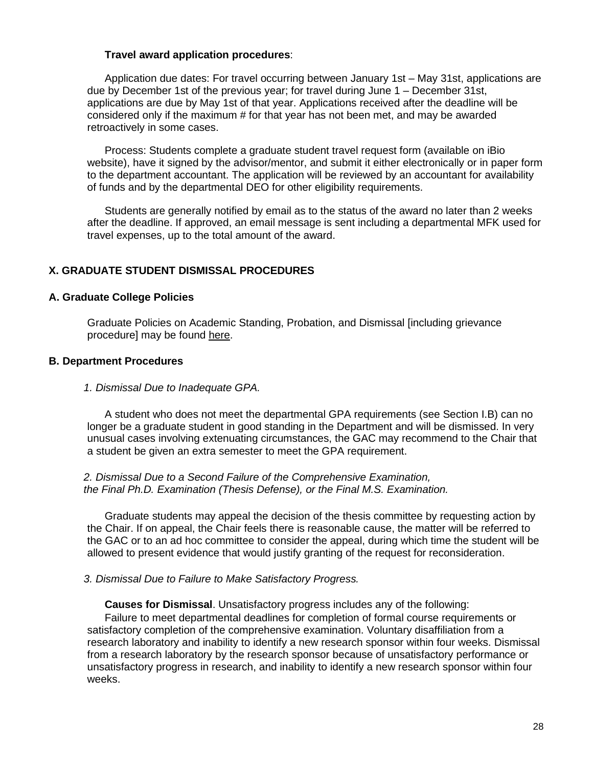**Travel award application procedures**:

Application due dates: For travel occurring between January 1st – May 31st, applications are due by December 1st of the previous year; for travel during June 1 – December 31st, applications are due by May 1st of that year. Applications received after the deadline will be considered only if the maximum # for that year has not been met, and may be awarded retroactively in some cases.

Process: Students complete a graduate student travel request form (available on iBio website), have it signed by the advisor/mentor, and submit it either electronically or in paper form to the department accountant. The application will be reviewed by an accountant for availability of funds and by the departmental DEO for other eligibility requirements.

Students are generally notified by email as to the status of the award no later than 2 weeks after the deadline. If approved, an email message is sent including a departmental MFK used for travel expenses, up to the total amount of the award.

## X. GRADUATE STUDENT DISMISSAL PROCEDURES

### A. Graduate College Policies

Graduate Policies on Academic Standing, Probation, and Dismissal [including grievance procedure] may be found here.

### B. Department Procedures

*1. Dismissal Due to Inadequate GPA.*

A student who does not meet the departmental GPA requirements (see Section I.B) can no longer be a graduate student in good standing in the Department and will be dismissed. In very unusual cases involving extenuating circumstances, the GAC may recommend to the Chair that a student be given an extra semester to meet the GPA requirement.

*2. Dismissal Due to a Second Failure of the Comprehensive Examination, the Final Ph.D. Examination (Thesis Defense), or the Final M.S. Examination.*

Graduate students may appeal the decision of the thesis committee by requesting action by the Chair. If on appeal, the Chair feels there is reasonable cause, the matter will be referred to the GAC or to an ad hoc committee to consider the appeal, during which time the student will be allowed to present evidence that would justify granting of the request for reconsideration.

*3. Dismissal Due to Failure to Make Satisfactory Progress.*

**Causes for Dismissal**. Unsatisfactory progress includes any of the following:

Failure to meet departmental deadlines for completion of formal course requirements or satisfactory completion of the comprehensive examination. Voluntary disaffiliation from a research laboratory and inability to identify a new research sponsor within four weeks. Dismissal from a research laboratory by the research sponsor because of unsatisfactory performance or unsatisfactory progress in research, and inability to identify a new research sponsor within four weeks.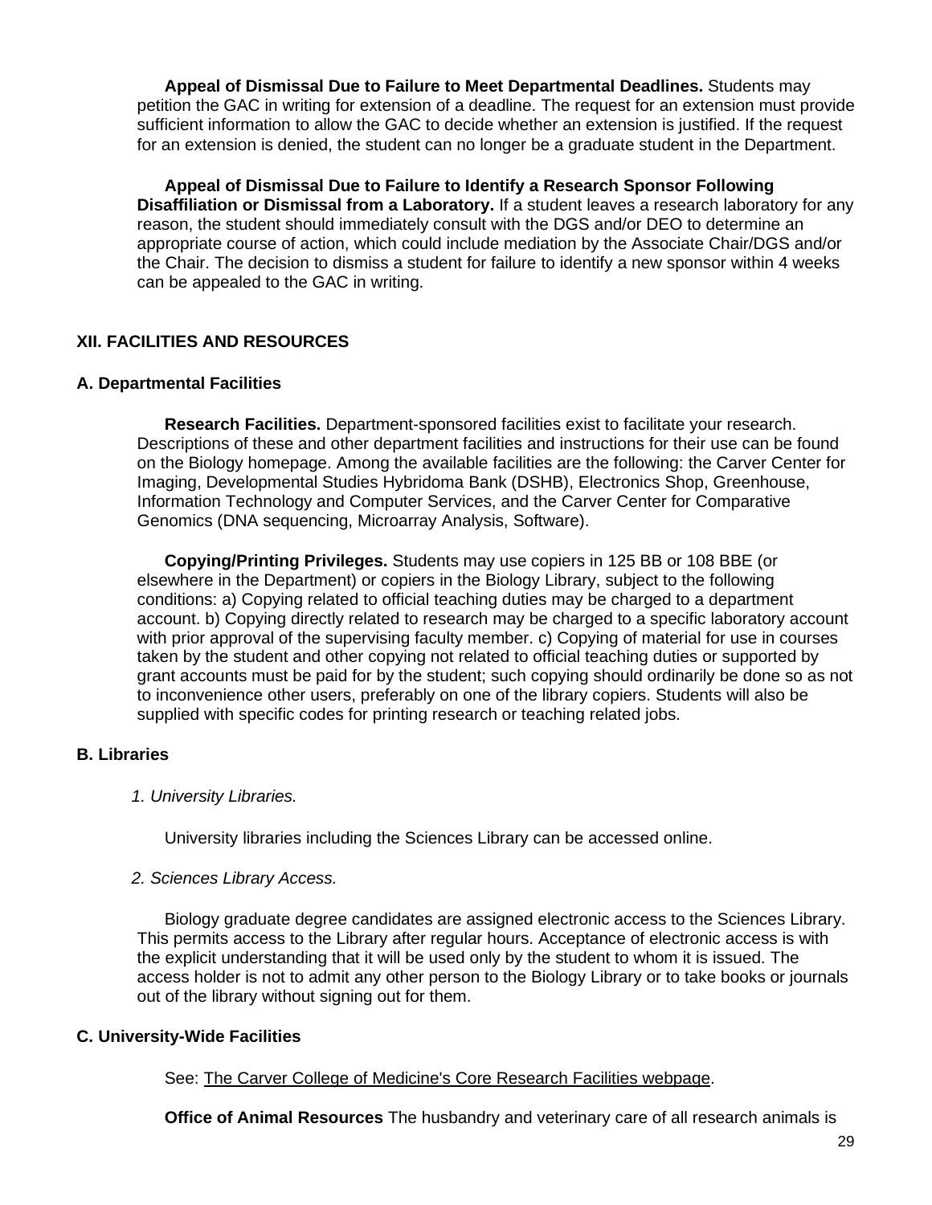**Appeal of Dismissal Due to Failure to Meet Departmental Deadlines.** Students may petition the GAC in writing for extension of a deadline. The request for an extension must provide sufficient information to allow the GAC to decide whether an extension is justified. If the request for an extension is denied, the student can no longer be a graduate student in the Department.

**Appeal of Dismissal Due to Failure to Identify a Research Sponsor Following Disaffiliation or Dismissal from a Laboratory.** If a student leaves a research laboratory for any reason, the student should immediately consult with the DGS and/or DEO to determine an appropriate course of action, which could include mediation by the Associate Chair/DGS and/or the Chair. The decision to dismiss a student for failure to identify a new sponsor within 4 weeks can be appealed to the GAC in writing.

## XII. FACILITIES AND RESOURCES

### A. Departmental Facilities

**Research Facilities.** Department-sponsored facilities exist to facilitate your research. Descriptions of these and other department facilities and instructions for their use can be found on the Biology homepage. Among the available facilities are the following: the Carver Center for Imaging, Developmental Studies Hybridoma Bank (DSHB), Electronics Shop, Greenhouse, Information Technology and Computer Services, and the Carver Center for Comparative Genomics (DNA sequencing, Microarray Analysis, Software).

**Copying/Printing Privileges.** Students may use copiers in 125 BB or 108 BBE (or elsewhere in the Department) or copiers in the Biology Library, subject to the following conditions: a) Copying related to official teaching duties may be charged to a department account. b) Copying directly related to research may be charged to a specific laboratory account with prior approval of the supervising faculty member. c) Copying of material for use in courses taken by the student and other copying not related to official teaching duties or supported by grant accounts must be paid for by the student; such copying should ordinarily be done so as not to inconvenience other users, preferably on one of the library copiers. Students will also be supplied with specific codes for printing research or teaching related jobs.

### B. Libraries

*1. University Libraries.*

University libraries including the Sciences Library can be accessed online.

*2. Sciences Library Access.*

Biology graduate degree candidates are assigned electronic access to the Sciences Library. This permits access to the Library after regular hours. Acceptance of electronic access is with the explicit understanding that it will be used only by the student to whom it is issued. The access holder is not to admit any other person to the Biology Library or to take books or journals out of the library without signing out for them.

### C. University-Wide Facilities

See: The Carver College of Medicine's Core Research Facilities webpage.

**Office of Animal Resources** The husbandry and veterinary care of all research animals is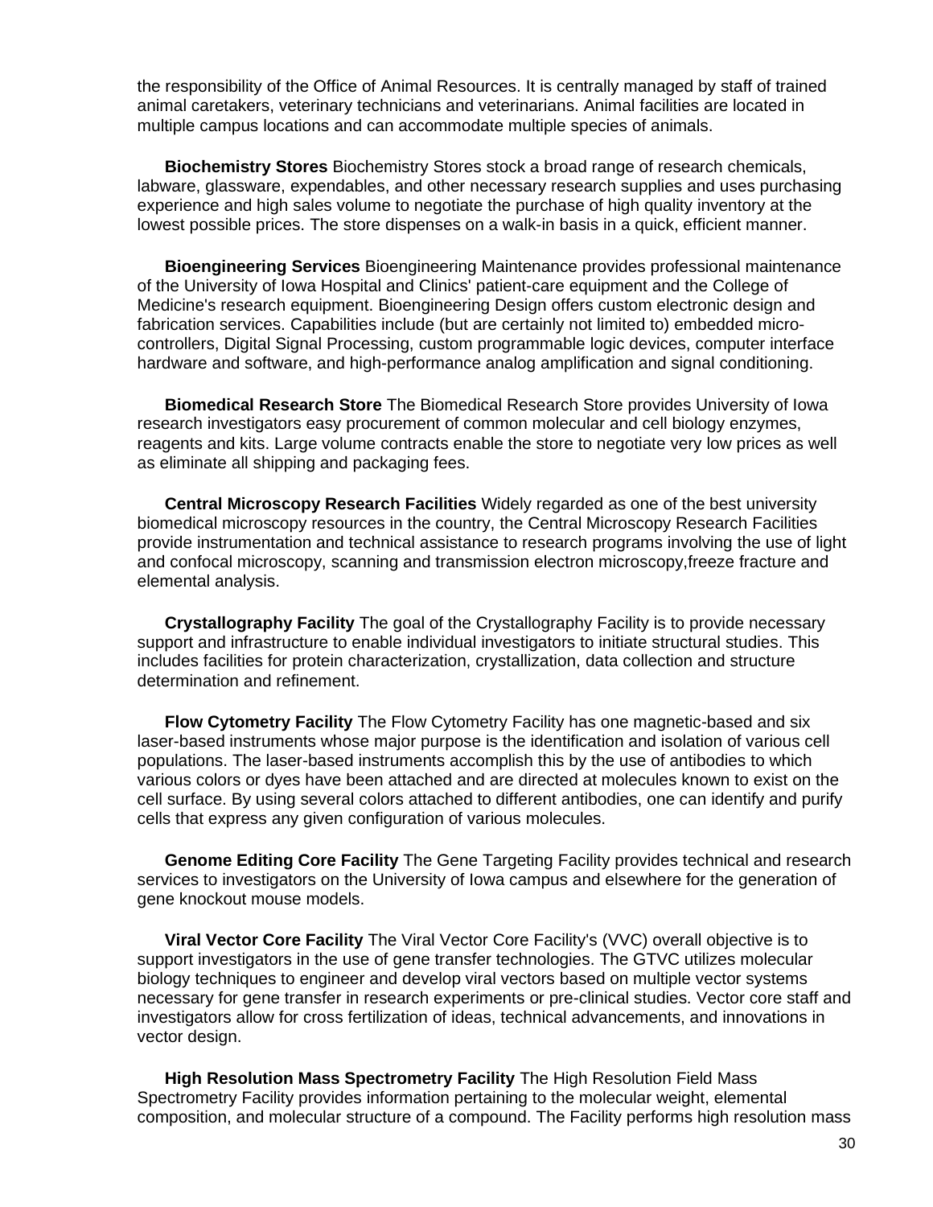the responsibility of the Office of Animal Resources. It is centrally managed by staff of trained animal caretakers, veterinary technicians and veterinarians. Animal facilities are located in multiple campus locations and can accommodate multiple species of animals.

**Biochemistry Stores** Biochemistry Stores stock a broad range of research chemicals, labware, glassware, expendables, and other necessary research supplies and uses purchasing experience and high sales volume to negotiate the purchase of high quality inventory at the lowest possible prices. The store dispenses on a walk-in basis in a quick, efficient manner.

**Bioengineering Services** Bioengineering Maintenance provides professional maintenance of the University of Iowa Hospital and Clinics' patient-care equipment and the College of Medicine's research equipment. Bioengineering Design offers custom electronic design and fabrication services. Capabilities include (but are certainly not limited to) embedded micro-controllers, Digital Signal Processing, custom programmable logic devices, computer interface hardware and software, and high-performance analog amplification and signal conditioning.

**Biomedical Research Store** The Biomedical Research Store provides University of Iowa research investigators easy procurement of common molecular and cell biology enzymes, reagents and kits. Large volume contracts enable the store to negotiate very low prices as well as eliminate all shipping and packaging fees.

**Central Microscopy Research Facilities** Widely regarded as one of the best university biomedical microscopy resources in the country, the Central Microscopy Research Facilities provide instrumentation and technical assistance to research programs involving the use of light and confocal microscopy, scanning and transmission electron microscopy,freeze fracture and elemental analysis.

**Crystallography Facility** The goal of the Crystallography Facility is to provide necessary support and infrastructure to enable individual investigators to initiate structural studies. This includes facilities for protein characterization, crystallization, data collection and structure determination and refinement.

**Flow Cytometry Facility** The Flow Cytometry Facility has one magnetic-based and six laser-based instruments whose major purpose is the identification and isolation of various cell populations. The laser-based instruments accomplish this by the use of antibodies to which various colors or dyes have been attached and are directed at molecules known to exist on the cell surface. By using several colors attached to different antibodies, one can identify and purify cells that express any given configuration of various molecules.

**Genome Editing Core Facility** The Gene Targeting Facility provides technical and research services to investigators on the University of Iowa campus and elsewhere for the generation of gene knockout mouse models.

**Viral Vector Core Facility** The Viral Vector Core Facility's (VVC) overall objective is to support investigators in the use of gene transfer technologies. The GTVC utilizes molecular biology techniques to engineer and develop viral vectors based on multiple vector systems necessary for gene transfer in research experiments or pre-clinical studies. Vector core staff and investigators allow for cross fertilization of ideas, technical advancements, and innovations in vector design.

**High Resolution Mass Spectrometry Facility** The High Resolution Field Mass Spectrometry Facility provides information pertaining to the molecular weight, elemental composition, and molecular structure of a compound. The Facility performs high resolution mass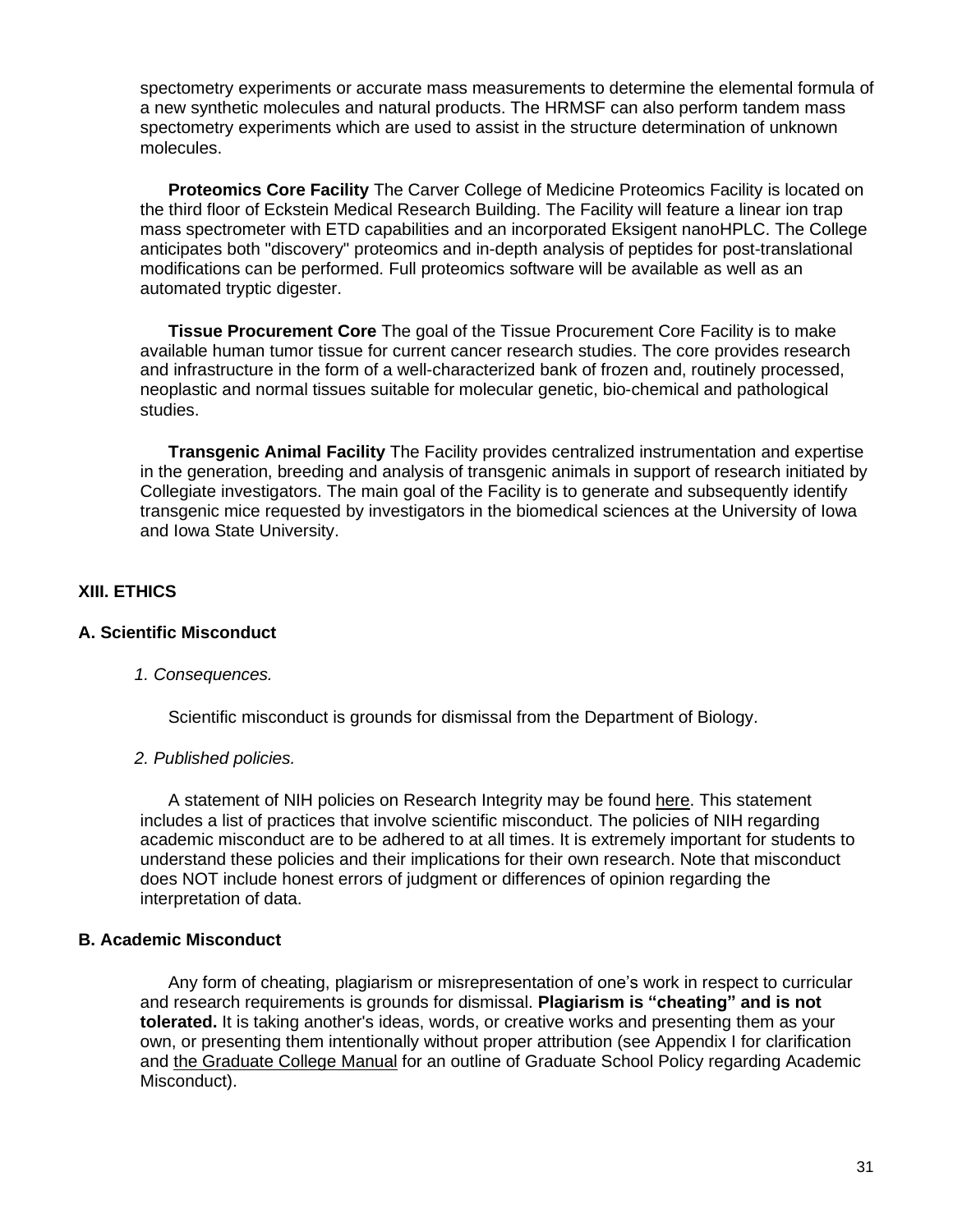spectometry experiments or accurate mass measurements to determine the elemental formula of a new synthetic molecules and natural products. The HRMSF can also perform tandem mass spectometry experiments which are used to assist in the structure determination of unknown molecules.

**Proteomics Core Facility** The Carver College of Medicine Proteomics Facility is located on the third floor of Eckstein Medical Research Building. The Facility will feature a linear ion trap mass spectrometer with ETD capabilities and an incorporated Eksigent nanoHPLC. The College anticipates both "discovery" proteomics and in-depth analysis of peptides for post-translational modifications can be performed. Full proteomics software will be available as well as an automated tryptic digester.

**Tissue Procurement Core** The goal of the Tissue Procurement Core Facility is to make available human tumor tissue for current cancer research studies. The core provides research and infrastructure in the form of a well-characterized bank of frozen and, routinely processed, neoplastic and normal tissues suitable for molecular genetic, bio-chemical and pathological studies.

**Transgenic Animal Facility** The Facility provides centralized instrumentation and expertise in the generation, breeding and analysis of transgenic animals in support of research initiated by Collegiate investigators. The main goal of the Facility is to generate and subsequently identify transgenic mice requested by investigators in the biomedical sciences at the University of Iowa and Iowa State University.

## XIII. ETHICS

### A. Scientific Misconduct

*1. Consequences.*

Scientific misconduct is grounds for dismissal from the Department of Biology.

*2. Published policies.*

A statement of NIH policies on Research Integrity may be found here. This statement includes a list of practices that involve scientific misconduct. The policies of NIH regarding academic misconduct are to be adhered to at all times. It is extremely important for students to understand these policies and their implications for their own research. Note that misconduct does NOT include honest errors of judgment or differences of opinion regarding the interpretation of data.

### B. Academic Misconduct

Any form of cheating, plagiarism or misrepresentation of one's work in respect to curricular and research requirements is grounds for dismissal. **Plagiarism is "cheating" and is not tolerated.** It is taking another's ideas, words, or creative works and presenting them as your own, or presenting them intentionally without proper attribution (see Appendix I for clarification and the Graduate College Manual for an outline of Graduate School Policy regarding Academic Misconduct).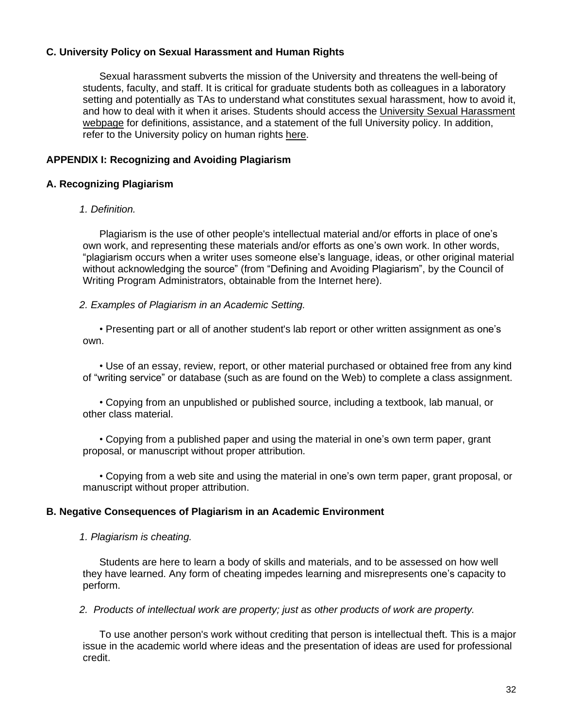## C. University Policy on Sexual Harassment and Human Rights

Sexual harassment subverts the mission of the University and threatens the well-being of students, faculty, and staff. It is critical for graduate students both as colleagues in a laboratory setting and potentially as TAs to understand what constitutes sexual harassment, how to avoid it, and how to deal with it when it arises. Students should access the University Sexual Harassment webpage for definitions, assistance, and a statement of the full University policy. In addition, refer to the University policy on human rights here.

# APPENDIX I: Recognizing and Avoiding Plagiarism

## A. Recognizing Plagiarism

*1. Definition.*

Plagiarism is the use of other people's intellectual material and/or efforts in place of one's own work, and representing these materials and/or efforts as one's own work. In other words, "plagiarism occurs when a writer uses someone else's language, ideas, or other original material without acknowledging the source" (from "Defining and Avoiding Plagiarism", by the Council of Writing Program Administrators, obtainable from the Internet here).

*2. Examples of Plagiarism in an Academic Setting.*

- Presenting part or all of another student's lab report or other written assignment as one's own.

- Use of an essay, review, report, or other material purchased or obtained free from any kind of "writing service" or database (such as are found on the Web) to complete a class assignment.

- Copying from an unpublished or published source, including a textbook, lab manual, or other class material.

- Copying from a published paper and using the material in one's own term paper, grant proposal, or manuscript without proper attribution.

- Copying from a web site and using the material in one's own term paper, grant proposal, or manuscript without proper attribution.

## B. Negative Consequences of Plagiarism in an Academic Environment

*1. Plagiarism is cheating.*

Students are here to learn a body of skills and materials, and to be assessed on how well they have learned. Any form of cheating impedes learning and misrepresents one's capacity to perform.

*2. Products of intellectual work are property; just as other products of work are property.*

To use another person's work without crediting that person is intellectual theft. This is a major issue in the academic world where ideas and the presentation of ideas are used for professional credit.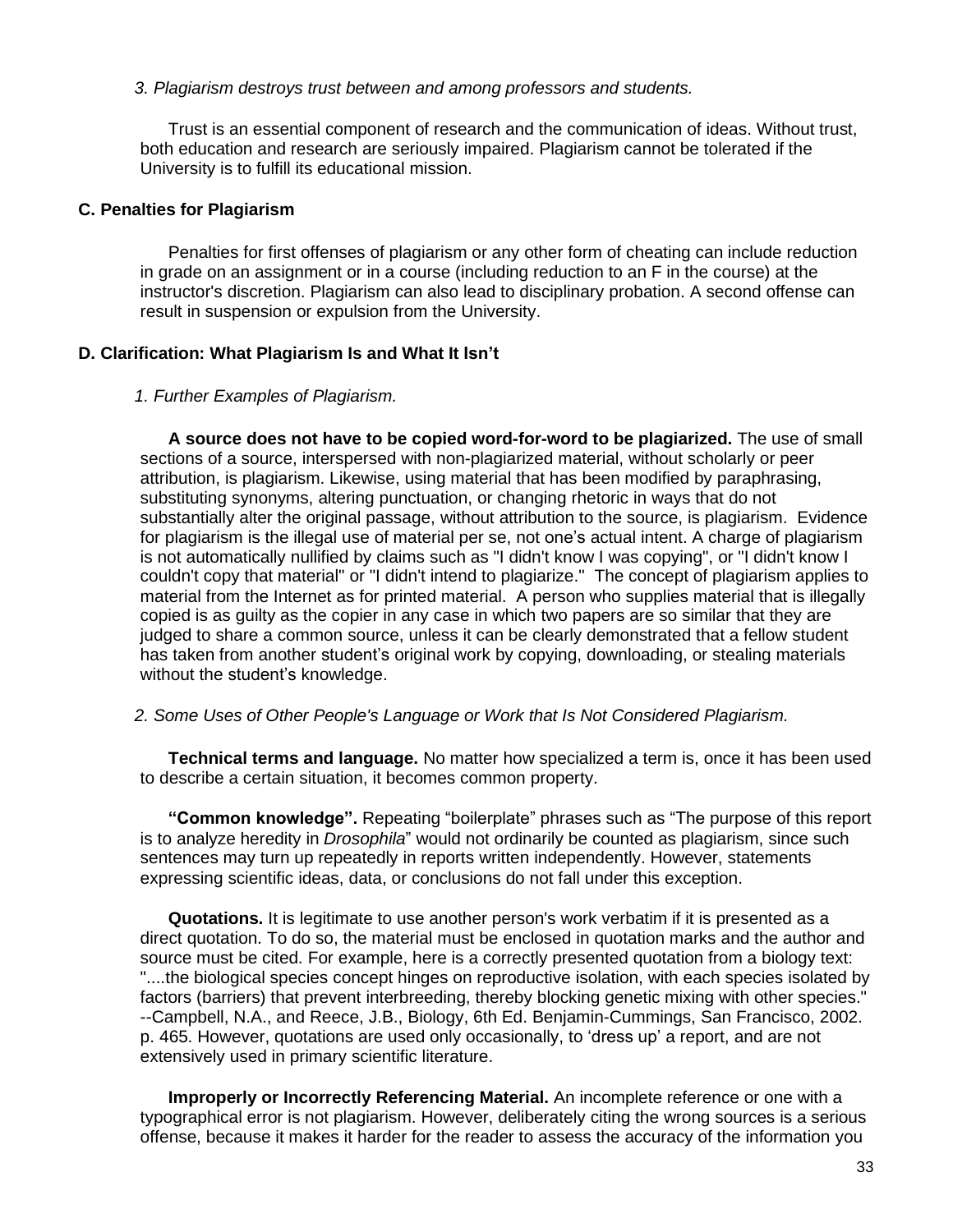*3. Plagiarism destroys trust between and among professors and students.*

Trust is an essential component of research and the communication of ideas. Without trust, both education and research are seriously impaired. Plagiarism cannot be tolerated if the University is to fulfill its educational mission.

### C. Penalties for Plagiarism

Penalties for first offenses of plagiarism or any other form of cheating can include reduction in grade on an assignment or in a course (including reduction to an F in the course) at the instructor's discretion. Plagiarism can also lead to disciplinary probation. A second offense can result in suspension or expulsion from the University.

### D. Clarification: What Plagiarism Is and What It Isn't

*1. Further Examples of Plagiarism.*

**A source does not have to be copied word-for-word to be plagiarized.** The use of small sections of a source, interspersed with non-plagiarized material, without scholarly or peer attribution, is plagiarism. Likewise, using material that has been modified by paraphrasing, substituting synonyms, altering punctuation, or changing rhetoric in ways that do not substantially alter the original passage, without attribution to the source, is plagiarism. Evidence for plagiarism is the illegal use of material per se, not one's actual intent. A charge of plagiarism is not automatically nullified by claims such as "I didn't know I was copying", or "I didn't know I couldn't copy that material" or "I didn't intend to plagiarize." The concept of plagiarism applies to material from the Internet as for printed material. A person who supplies material that is illegally copied is as guilty as the copier in any case in which two papers are so similar that they are judged to share a common source, unless it can be clearly demonstrated that a fellow student has taken from another student's original work by copying, downloading, or stealing materials without the student's knowledge.

*2. Some Uses of Other People's Language or Work that Is Not Considered Plagiarism.*

**Technical terms and language.** No matter how specialized a term is, once it has been used to describe a certain situation, it becomes common property.

**"Common knowledge".** Repeating "boilerplate" phrases such as "The purpose of this report is to analyze heredity in *Drosophila*" would not ordinarily be counted as plagiarism, since such sentences may turn up repeatedly in reports written independently. However, statements expressing scientific ideas, data, or conclusions do not fall under this exception.

**Quotations.** It is legitimate to use another person's work verbatim if it is presented as a direct quotation. To do so, the material must be enclosed in quotation marks and the author and source must be cited. For example, here is a correctly presented quotation from a biology text: "....the biological species concept hinges on reproductive isolation, with each species isolated by factors (barriers) that prevent interbreeding, thereby blocking genetic mixing with other species." --Campbell, N.A., and Reece, J.B., Biology, 6th Ed. Benjamin-Cummings, San Francisco, 2002. p. 465. However, quotations are used only occasionally, to 'dress up' a report, and are not extensively used in primary scientific literature.

**Improperly or Incorrectly Referencing Material.** An incomplete reference or one with a typographical error is not plagiarism. However, deliberately citing the wrong sources is a serious offense, because it makes it harder for the reader to assess the accuracy of the information you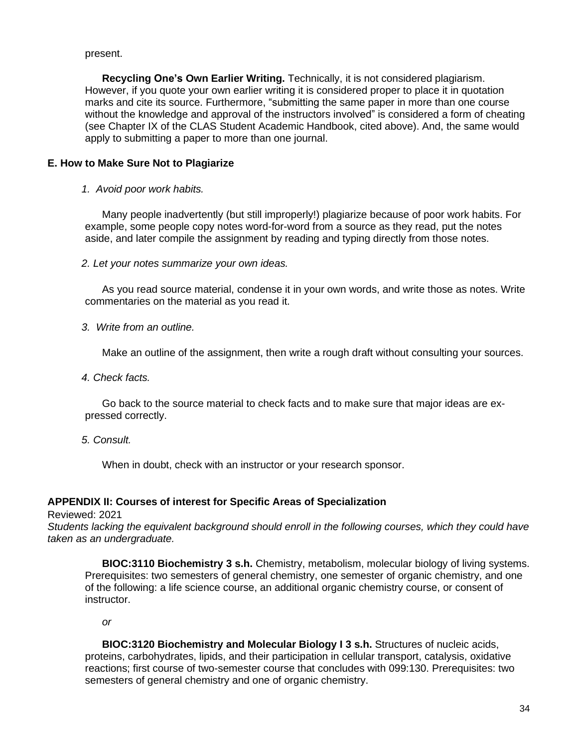present.

**Recycling One's Own Earlier Writing.** Technically, it is not considered plagiarism. However, if you quote your own earlier writing it is considered proper to place it in quotation marks and cite its source. Furthermore, "submitting the same paper in more than one course without the knowledge and approval of the instructors involved" is considered a form of cheating (see Chapter IX of the CLAS Student Academic Handbook, cited above). And, the same would apply to submitting a paper to more than one journal.

### E. How to Make Sure Not to Plagiarize

*1. Avoid poor work habits.*

Many people inadvertently (but still improperly!) plagiarize because of poor work habits. For example, some people copy notes word-for-word from a source as they read, put the notes aside, and later compile the assignment by reading and typing directly from those notes.

*2. Let your notes summarize your own ideas.*

As you read source material, condense it in your own words, and write those as notes. Write commentaries on the material as you read it.

*3. Write from an outline.*

Make an outline of the assignment, then write a rough draft without consulting your sources.

*4. Check facts.*

Go back to the source material to check facts and to make sure that major ideas are expressed correctly.

*5. Consult.*

When in doubt, check with an instructor or your research sponsor.

## APPENDIX II: Courses of interest for Specific Areas of Specialization

Reviewed: 2021

*Students lacking the equivalent background should enroll in the following courses, which they could have taken as an undergraduate.*

**BIOC:3110 Biochemistry 3 s.h.** Chemistry, metabolism, molecular biology of living systems. Prerequisites: two semesters of general chemistry, one semester of organic chemistry, and one of the following: a life science course, an additional organic chemistry course, or consent of instructor.

*or*

**BIOC:3120 Biochemistry and Molecular Biology I 3 s.h.** Structures of nucleic acids, proteins, carbohydrates, lipids, and their participation in cellular transport, catalysis, oxidative reactions; first course of two-semester course that concludes with 099:130. Prerequisites: two semesters of general chemistry and one of organic chemistry.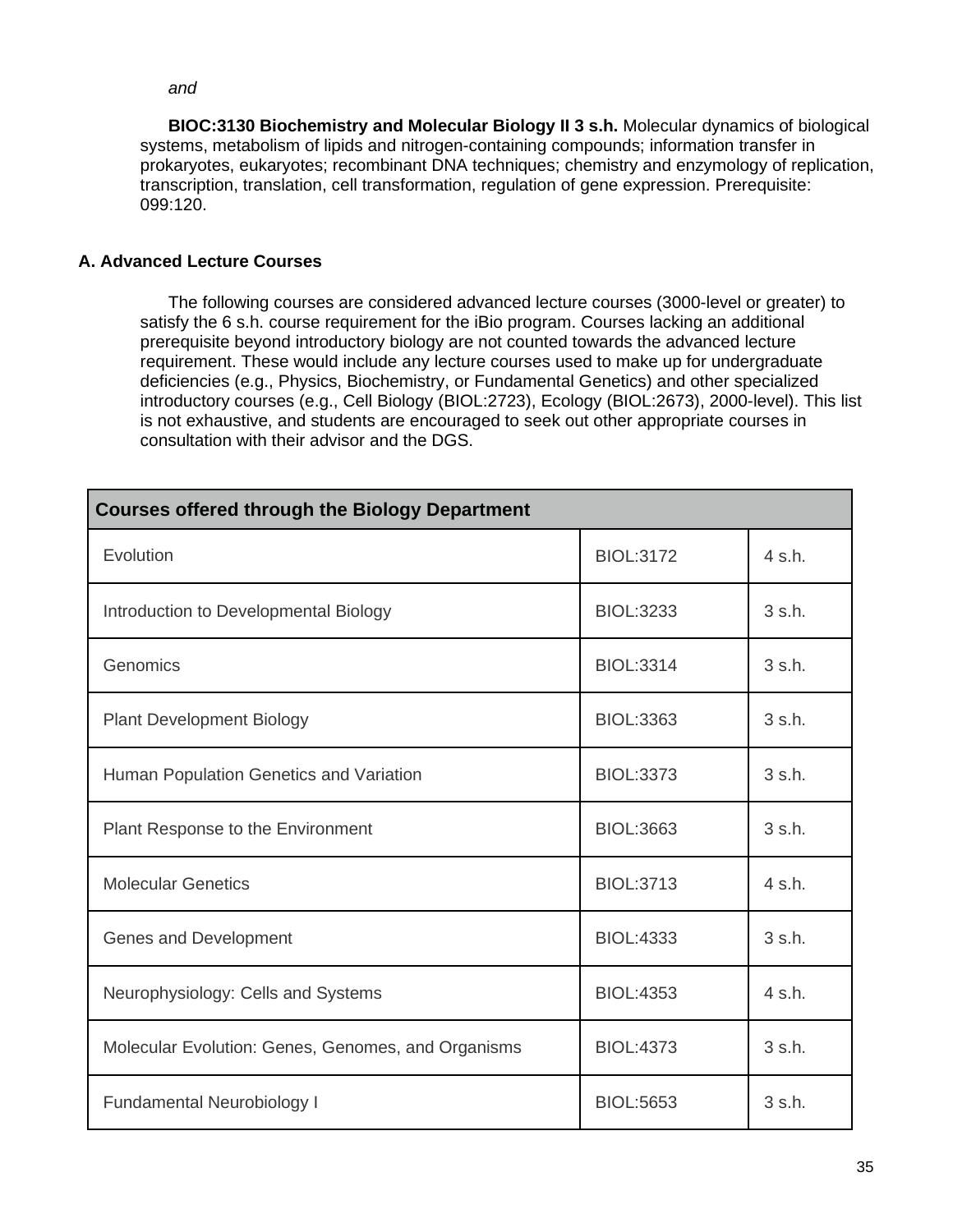*and*

**BIOC:3130 Biochemistry and Molecular Biology II 3 s.h.** Molecular dynamics of biological systems, metabolism of lipids and nitrogen-containing compounds; information transfer in prokaryotes, eukaryotes; recombinant DNA techniques; chemistry and enzymology of replication, transcription, translation, cell transformation, regulation of gene expression. Prerequisite: 099:120.

### A. Advanced Lecture Courses

The following courses are considered advanced lecture courses (3000-level or greater) to satisfy the 6 s.h. course requirement for the iBio program. Courses lacking an additional prerequisite beyond introductory biology are not counted towards the advanced lecture requirement. These would include any lecture courses used to make up for undergraduate deficiencies (e.g., Physics, Biochemistry, or Fundamental Genetics) and other specialized introductory courses (e.g., Cell Biology (BIOL:2723), Ecology (BIOL:2673), 2000-level). This list is not exhaustive, and students are encouraged to seek out other appropriate courses in consultation with their advisor and the DGS.

| **Courses offered through the Biology Department** | | |
|---|---|---|
| Evolution | BIOL:3172 | 4 s.h. |
| Introduction to Developmental Biology | BIOL:3233 | 3 s.h. |
| Genomics | BIOL:3314 | 3 s.h. |
| Plant Development Biology | BIOL:3363 | 3 s.h. |
| Human Population Genetics and Variation | BIOL:3373 | 3 s.h. |
| Plant Response to the Environment | BIOL:3663 | 3 s.h. |
| Molecular Genetics | BIOL:3713 | 4 s.h. |
| Genes and Development | BIOL:4333 | 3 s.h. |
| Neurophysiology: Cells and Systems | BIOL:4353 | 4 s.h. |
| Molecular Evolution: Genes, Genomes, and Organisms | BIOL:4373 | 3 s.h. |
| Fundamental Neurobiology I | BIOL:5653 | 3 s.h. |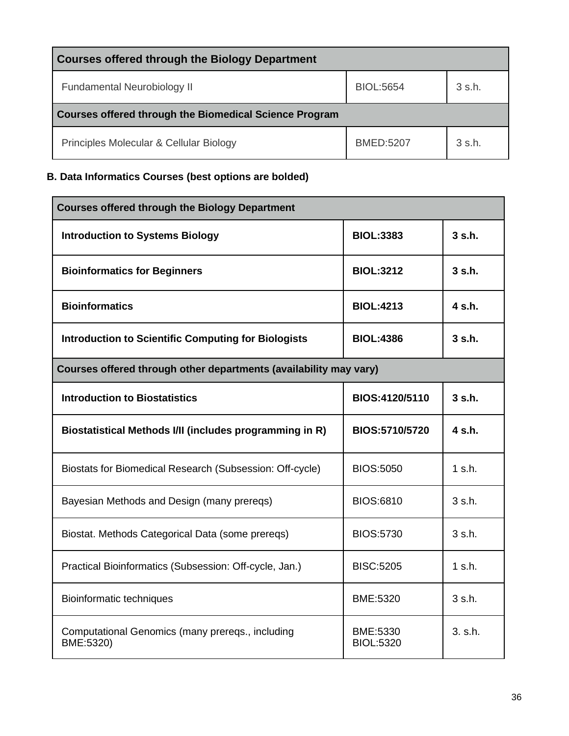| Courses offered through the Biology Department | | |
|---|---|---|
| Fundamental Neurobiology II | BIOL:5654 | 3 s.h. |
| **Courses offered through the Biomedical Science Program** | | |
| Principles Molecular & Cellular Biology | BMED:5207 | 3 s.h. |

**B. Data Informatics Courses (best options are bolded)**

| Courses offered through the Biology Department | | |
|---|---|---|
| **Introduction to Systems Biology** | **BIOL:3383** | **3 s.h.** |
| **Bioinformatics for Beginners** | **BIOL:3212** | **3 s.h.** |
| **Bioinformatics** | **BIOL:4213** | **4 s.h.** |
| **Introduction to Scientific Computing for Biologists** | **BIOL:4386** | **3 s.h.** |
| **Courses offered through other departments (availability may vary)** | | |
| **Introduction to Biostatistics** | **BIOS:4120/5110** | **3 s.h.** |
| **Biostatistical Methods I/II (includes programming in R)** | **BIOS:5710/5720** | **4 s.h.** |
| Biostats for Biomedical Research (Subsession: Off-cycle) | BIOS:5050 | 1 s.h. |
| Bayesian Methods and Design (many prereqs) | BIOS:6810 | 3 s.h. |
| Biostat. Methods Categorical Data (some prereqs) | BIOS:5730 | 3 s.h. |
| Practical Bioinformatics (Subsession: Off-cycle, Jan.) | BISC:5205 | 1 s.h. |
| Bioinformatic techniques | BME:5320 | 3 s.h. |
| Computational Genomics (many prereqs., including BME:5320) | BME:5330 BIOL:5320 | 3. s.h. |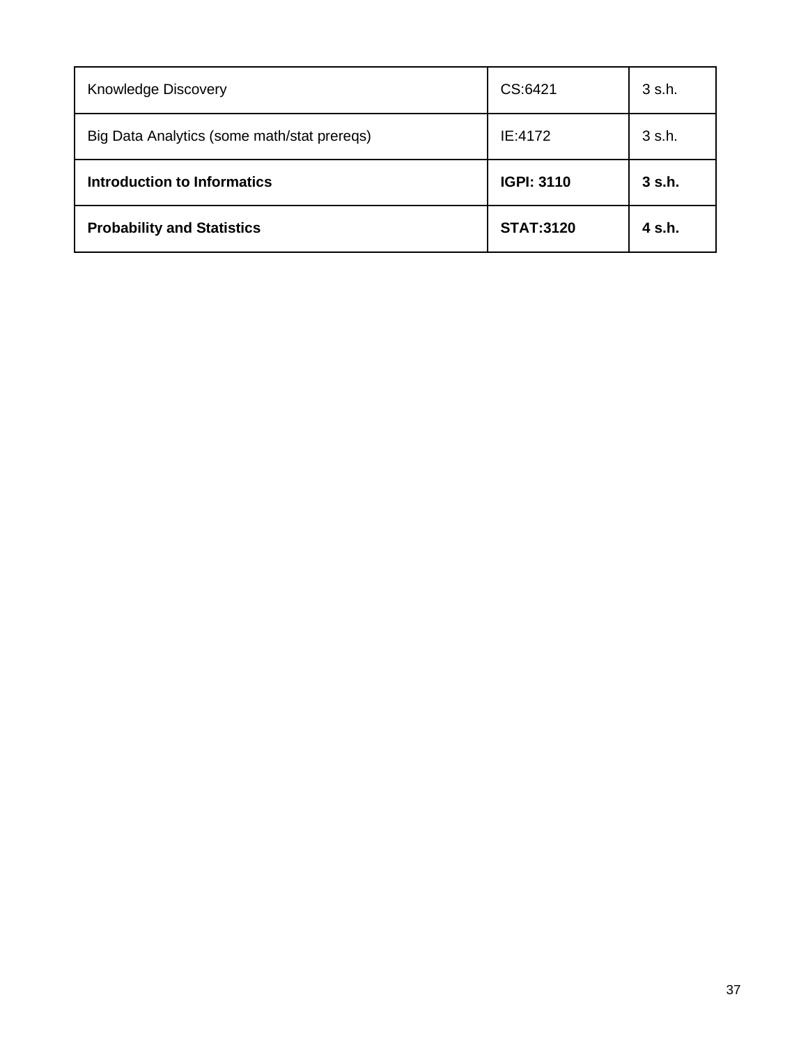| | | |
|---|---|---|
| Knowledge Discovery | CS:6421 | 3 s.h. |
| Big Data Analytics (some math/stat prereqs) | IE:4172 | 3 s.h. |
| **Introduction to Informatics** | **IGPI: 3110** | **3 s.h.** |
| **Probability and Statistics** | **STAT:3120** | **4 s.h.** |